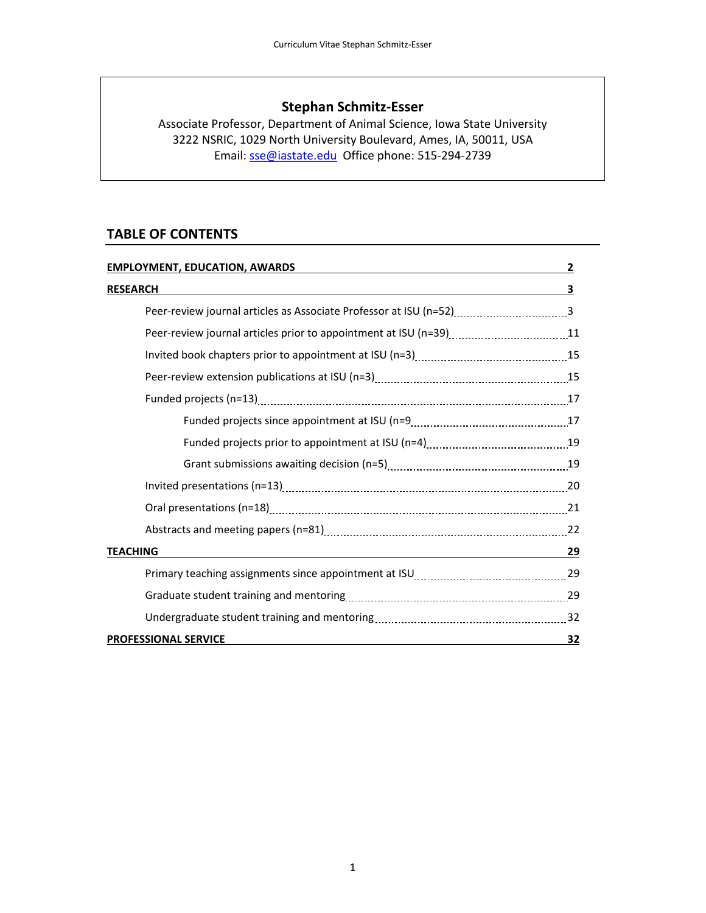**Stephan Schmitz-Esser**

Associate Professor, Department of Animal Science, Iowa State University
3222 NSRIC, 1029 North University Boulevard, Ames, IA, 50011, USA
Email: sse@iastate.edu Office phone: 515-294-2739

## TABLE OF CONTENTS

| Section | Page |
|---|---|
| **EMPLOYMENT, EDUCATION, AWARDS** | **2** |
| **RESEARCH** | **3** |
| Peer-review journal articles as Associate Professor at ISU (n=52) | 3 |
| Peer-review journal articles prior to appointment at ISU (n=39) | 11 |
| Invited book chapters prior to appointment at ISU (n=3) | 15 |
| Peer-review extension publications at ISU (n=3) | 15 |
| Funded projects (n=13) | 17 |
| Funded projects since appointment at ISU (n=9 | 17 |
| Funded projects prior to appointment at ISU (n=4) | 19 |
| Grant submissions awaiting decision (n=5) | 19 |
| Invited presentations (n=13) | 20 |
| Oral presentations (n=18) | 21 |
| Abstracts and meeting papers (n=81) | 22 |
| **TEACHING** | **29** |
| Primary teaching assignments since appointment at ISU | 29 |
| Graduate student training and mentoring | 29 |
| Undergraduate student training and mentoring | 32 |
| **PROFESSIONAL SERVICE** | **32** |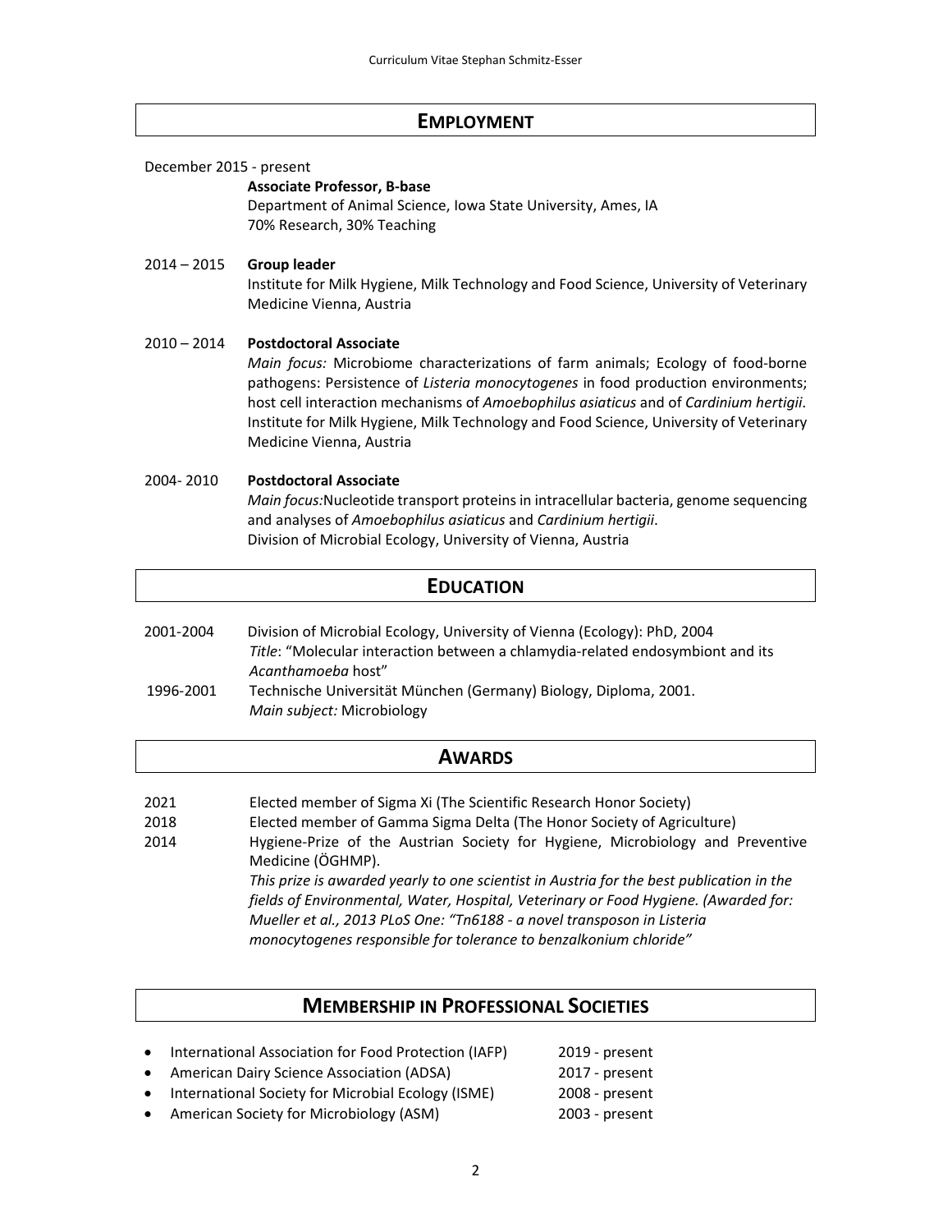## EMPLOYMENT

December 2015 - present
**Associate Professor, B-base**
Department of Animal Science, Iowa State University, Ames, IA
70% Research, 30% Teaching

2014 – 2015 **Group leader**
Institute for Milk Hygiene, Milk Technology and Food Science, University of Veterinary Medicine Vienna, Austria

2010 – 2014 **Postdoctoral Associate**
*Main focus:* Microbiome characterizations of farm animals; Ecology of food-borne pathogens: Persistence of *Listeria monocytogenes* in food production environments; host cell interaction mechanisms of *Amoebophilus asiaticus* and of *Cardinium hertigii*.
Institute for Milk Hygiene, Milk Technology and Food Science, University of Veterinary Medicine Vienna, Austria

2004- 2010 **Postdoctoral Associate**
*Main focus:*Nucleotide transport proteins in intracellular bacteria, genome sequencing and analyses of *Amoebophilus asiaticus* and *Cardinium hertigii*.
Division of Microbial Ecology, University of Vienna, Austria

## EDUCATION

2001-2004 Division of Microbial Ecology, University of Vienna (Ecology): PhD, 2004
*Title*: "Molecular interaction between a chlamydia-related endosymbiont and its *Acanthamoeba* host"

1996-2001 Technische Universität München (Germany) Biology, Diploma, 2001.
*Main subject:* Microbiology

## AWARDS

2021 Elected member of Sigma Xi (The Scientific Research Honor Society)

2018 Elected member of Gamma Sigma Delta (The Honor Society of Agriculture)

2014 Hygiene-Prize of the Austrian Society for Hygiene, Microbiology and Preventive Medicine (ÖGHMP).
*This prize is awarded yearly to one scientist in Austria for the best publication in the fields of Environmental, Water, Hospital, Veterinary or Food Hygiene. (Awarded for: Mueller et al., 2013 PLoS One: "Tn6188 - a novel transposon in Listeria monocytogenes responsible for tolerance to benzalkonium chloride"*

## MEMBERSHIP IN PROFESSIONAL SOCIETIES

- International Association for Food Protection (IAFP) 2019 - present
- American Dairy Science Association (ADSA) 2017 - present
- International Society for Microbial Ecology (ISME) 2008 - present
- American Society for Microbiology (ASM) 2003 - present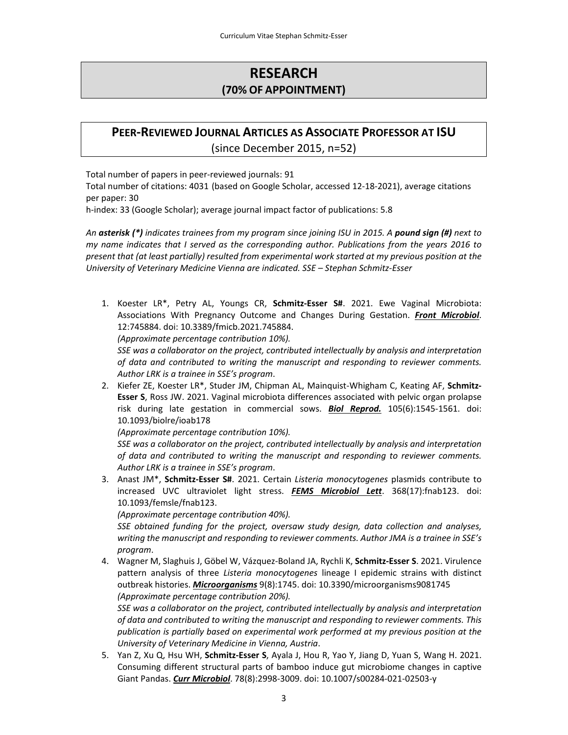# RESEARCH
## (70% OF APPOINTMENT)

## PEER-REVIEWED JOURNAL ARTICLES AS ASSOCIATE PROFESSOR AT ISU
(since December 2015, n=52)

Total number of papers in peer-reviewed journals: 91
Total number of citations: 4031 (based on Google Scholar, accessed 12-18-2021), average citations per paper: 30
h-index: 33 (Google Scholar); average journal impact factor of publications: 5.8

*An **asterisk (*)** indicates trainees from my program since joining ISU in 2015. A **pound sign (#)** next to my name indicates that I served as the corresponding author. Publications from the years 2016 to present that (at least partially) resulted from experimental work started at my previous position at the University of Veterinary Medicine Vienna are indicated. SSE – Stephan Schmitz-Esser*

1. Koester LR*, Petry AL, Youngs CR, **Schmitz-Esser S#**. 2021. Ewe Vaginal Microbiota: Associations With Pregnancy Outcome and Changes During Gestation. ***Front Microbiol***. 12:745884. doi: 10.3389/fmicb.2021.745884.
   *(Approximate percentage contribution 10%).*
   *SSE was a collaborator on the project, contributed intellectually by analysis and interpretation of data and contributed to writing the manuscript and responding to reviewer comments. Author LRK is a trainee in SSE's program*.
2. Kiefer ZE, Koester LR*, Studer JM, Chipman AL, Mainquist-Whigham C, Keating AF, **Schmitz-Esser S**, Ross JW. 2021. Vaginal microbiota differences associated with pelvic organ prolapse risk during late gestation in commercial sows. ***Biol Reprod.*** 105(6):1545-1561. doi: 10.1093/biolre/ioab178
   *(Approximate percentage contribution 10%).*
   *SSE was a collaborator on the project, contributed intellectually by analysis and interpretation of data and contributed to writing the manuscript and responding to reviewer comments. Author LRK is a trainee in SSE's program*.
3. Anast JM*, **Schmitz-Esser S#**. 2021. Certain *Listeria monocytogenes* plasmids contribute to increased UVC ultraviolet light stress. ***FEMS Microbiol Lett***. 368(17):fnab123. doi: 10.1093/femsle/fnab123.
   *(Approximate percentage contribution 40%).*
   *SSE obtained funding for the project, oversaw study design, data collection and analyses, writing the manuscript and responding to reviewer comments. Author JMA is a trainee in SSE's program*.
4. Wagner M, Slaghuis J, Göbel W, Vázquez-Boland JA, Rychli K, **Schmitz-Esser S**. 2021. Virulence pattern analysis of three *Listeria monocytogenes* lineage I epidemic strains with distinct outbreak histories. ***Microorganisms*** 9(8):1745. doi: 10.3390/microorganisms9081745
   *(Approximate percentage contribution 20%).*
   *SSE was a collaborator on the project, contributed intellectually by analysis and interpretation of data and contributed to writing the manuscript and responding to reviewer comments. This publication is partially based on experimental work performed at my previous position at the University of Veterinary Medicine in Vienna, Austria*.
5. Yan Z, Xu Q, Hsu WH, **Schmitz-Esser S**, Ayala J, Hou R, Yao Y, Jiang D, Yuan S, Wang H. 2021. Consuming different structural parts of bamboo induce gut microbiome changes in captive Giant Pandas. ***Curr Microbiol***. 78(8):2998-3009. doi: 10.1007/s00284-021-02503-y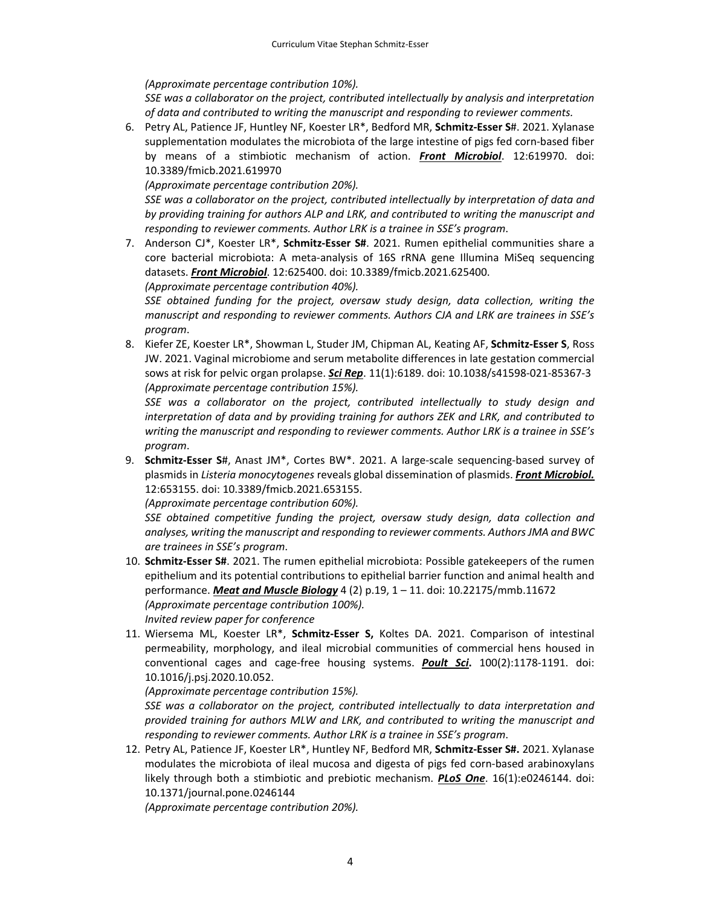*(Approximate percentage contribution 10%).*
*SSE was a collaborator on the project, contributed intellectually by analysis and interpretation of data and contributed to writing the manuscript and responding to reviewer comments.*

6. Petry AL, Patience JF, Huntley NF, Koester LR*, Bedford MR, **Schmitz-Esser S**#. 2021. Xylanase supplementation modulates the microbiota of the large intestine of pigs fed corn-based fiber by means of a stimbiotic mechanism of action. ***Front Microbiol***. 12:619970. doi: 10.3389/fmicb.2021.619970
*(Approximate percentage contribution 20%).*
*SSE was a collaborator on the project, contributed intellectually by interpretation of data and by providing training for authors ALP and LRK, and contributed to writing the manuscript and responding to reviewer comments. Author LRK is a trainee in SSE's program*.

7. Anderson CJ*, Koester LR*, **Schmitz-Esser S#**. 2021. Rumen epithelial communities share a core bacterial microbiota: A meta-analysis of 16S rRNA gene Illumina MiSeq sequencing datasets. ***Front Microbiol***. 12:625400. doi: 10.3389/fmicb.2021.625400.
*(Approximate percentage contribution 40%).*
*SSE obtained funding for the project, oversaw study design, data collection, writing the manuscript and responding to reviewer comments. Authors CJA and LRK are trainees in SSE's program*.

8. Kiefer ZE, Koester LR*, Showman L, Studer JM, Chipman AL, Keating AF, **Schmitz-Esser S**, Ross JW. 2021. Vaginal microbiome and serum metabolite differences in late gestation commercial sows at risk for pelvic organ prolapse. ***Sci Rep***. 11(1):6189. doi: 10.1038/s41598-021-85367-3
*(Approximate percentage contribution 15%).*
*SSE was a collaborator on the project, contributed intellectually to study design and interpretation of data and by providing training for authors ZEK and LRK, and contributed to writing the manuscript and responding to reviewer comments. Author LRK is a trainee in SSE's program*.

9. **Schmitz-Esser S**#, Anast JM*, Cortes BW*. 2021. A large-scale sequencing-based survey of plasmids in *Listeria monocytogenes* reveals global dissemination of plasmids. ***Front Microbiol.*** 12:653155. doi: 10.3389/fmicb.2021.653155.
*(Approximate percentage contribution 60%).*
*SSE obtained competitive funding the project, oversaw study design, data collection and analyses, writing the manuscript and responding to reviewer comments. Authors JMA and BWC are trainees in SSE's program*.

10. **Schmitz-Esser S#**. 2021. The rumen epithelial microbiota: Possible gatekeepers of the rumen epithelium and its potential contributions to epithelial barrier function and animal health and performance. ***Meat and Muscle Biology*** 4 (2) p.19, 1 – 11. doi: 10.22175/mmb.11672
*(Approximate percentage contribution 100%).*
*Invited review paper for conference*

11. Wiersema ML, Koester LR*, **Schmitz-Esser S,** Koltes DA. 2021. Comparison of intestinal permeability, morphology, and ileal microbial communities of commercial hens housed in conventional cages and cage-free housing systems. ***Poult Sci*.** 100(2):1178-1191. doi: 10.1016/j.psj.2020.10.052.
*(Approximate percentage contribution 15%).*
*SSE was a collaborator on the project, contributed intellectually to data interpretation and provided training for authors MLW and LRK, and contributed to writing the manuscript and responding to reviewer comments. Author LRK is a trainee in SSE's program*.

12. Petry AL, Patience JF, Koester LR*, Huntley NF, Bedford MR, **Schmitz-Esser S#.** 2021. Xylanase modulates the microbiota of ileal mucosa and digesta of pigs fed corn-based arabinoxylans likely through both a stimbiotic and prebiotic mechanism. ***PLoS One***. 16(1):e0246144. doi: 10.1371/journal.pone.0246144
*(Approximate percentage contribution 20%).*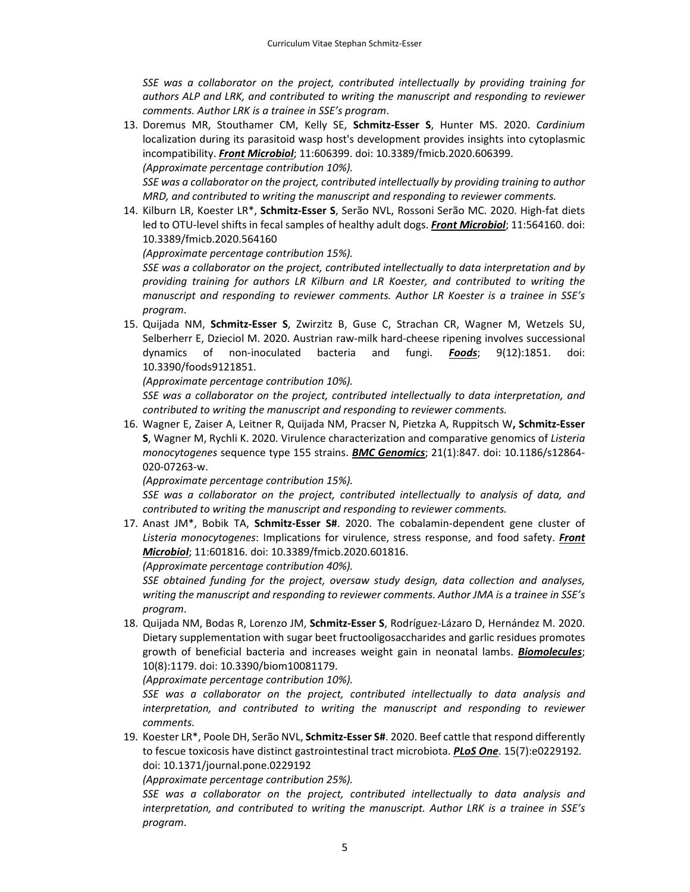*SSE was a collaborator on the project, contributed intellectually by providing training for authors ALP and LRK, and contributed to writing the manuscript and responding to reviewer comments. Author LRK is a trainee in SSE's program*.

13. Doremus MR, Stouthamer CM, Kelly SE, **Schmitz-Esser S**, Hunter MS. 2020. *Cardinium* localization during its parasitoid wasp host's development provides insights into cytoplasmic incompatibility. ***Front Microbiol***; 11:606399. doi: 10.3389/fmicb.2020.606399.
    *(Approximate percentage contribution 10%).*
    *SSE was a collaborator on the project, contributed intellectually by providing training to author MRD, and contributed to writing the manuscript and responding to reviewer comments.*
14. Kilburn LR, Koester LR*, **Schmitz-Esser S**, Serão NVL, Rossoni Serão MC. 2020. High-fat diets led to OTU-level shifts in fecal samples of healthy adult dogs. ***Front Microbiol***; 11:564160. doi: 10.3389/fmicb.2020.564160
    *(Approximate percentage contribution 15%).*
    *SSE was a collaborator on the project, contributed intellectually to data interpretation and by providing training for authors LR Kilburn and LR Koester, and contributed to writing the manuscript and responding to reviewer comments. Author LR Koester is a trainee in SSE's program*.
15. Quijada NM, **Schmitz-Esser S**, Zwirzitz B, Guse C, Strachan CR, Wagner M, Wetzels SU, Selberherr E, Dzieciol M. 2020. Austrian raw-milk hard-cheese ripening involves successional dynamics of non-inoculated bacteria and fungi. ***Foods***; 9(12):1851. doi: 10.3390/foods9121851.
    *(Approximate percentage contribution 10%).*
    *SSE was a collaborator on the project, contributed intellectually to data interpretation, and contributed to writing the manuscript and responding to reviewer comments.*
16. Wagner E, Zaiser A, Leitner R, Quijada NM, Pracser N, Pietzka A, Ruppitsch W**, Schmitz-Esser S**, Wagner M, Rychli K. 2020. Virulence characterization and comparative genomics of *Listeria monocytogenes* sequence type 155 strains. ***BMC Genomics***; 21(1):847. doi: 10.1186/s12864-020-07263-w.
    *(Approximate percentage contribution 15%).*
    *SSE was a collaborator on the project, contributed intellectually to analysis of data, and contributed to writing the manuscript and responding to reviewer comments.*
17. Anast JM*, Bobik TA, **Schmitz-Esser S#**. 2020. The cobalamin-dependent gene cluster of *Listeria monocytogenes*: Implications for virulence, stress response, and food safety. ***Front Microbiol***; 11:601816. doi: 10.3389/fmicb.2020.601816.
    *(Approximate percentage contribution 40%).*
    *SSE obtained funding for the project, oversaw study design, data collection and analyses, writing the manuscript and responding to reviewer comments. Author JMA is a trainee in SSE's program*.
18. Quijada NM, Bodas R, Lorenzo JM, **Schmitz-Esser S**, Rodríguez-Lázaro D, Hernández M. 2020. Dietary supplementation with sugar beet fructooligosaccharides and garlic residues promotes growth of beneficial bacteria and increases weight gain in neonatal lambs. ***Biomolecules***; 10(8):1179. doi: 10.3390/biom10081179.
    *(Approximate percentage contribution 10%).*
    *SSE was a collaborator on the project, contributed intellectually to data analysis and interpretation, and contributed to writing the manuscript and responding to reviewer comments.*
19. Koester LR*, Poole DH, Serão NVL, **Schmitz-Esser S#**. 2020. Beef cattle that respond differently to fescue toxicosis have distinct gastrointestinal tract microbiota. ***PLoS One***. 15(7):e0229192. doi: 10.1371/journal.pone.0229192
    *(Approximate percentage contribution 25%).*
    *SSE was a collaborator on the project, contributed intellectually to data analysis and interpretation, and contributed to writing the manuscript. Author LRK is a trainee in SSE's program*.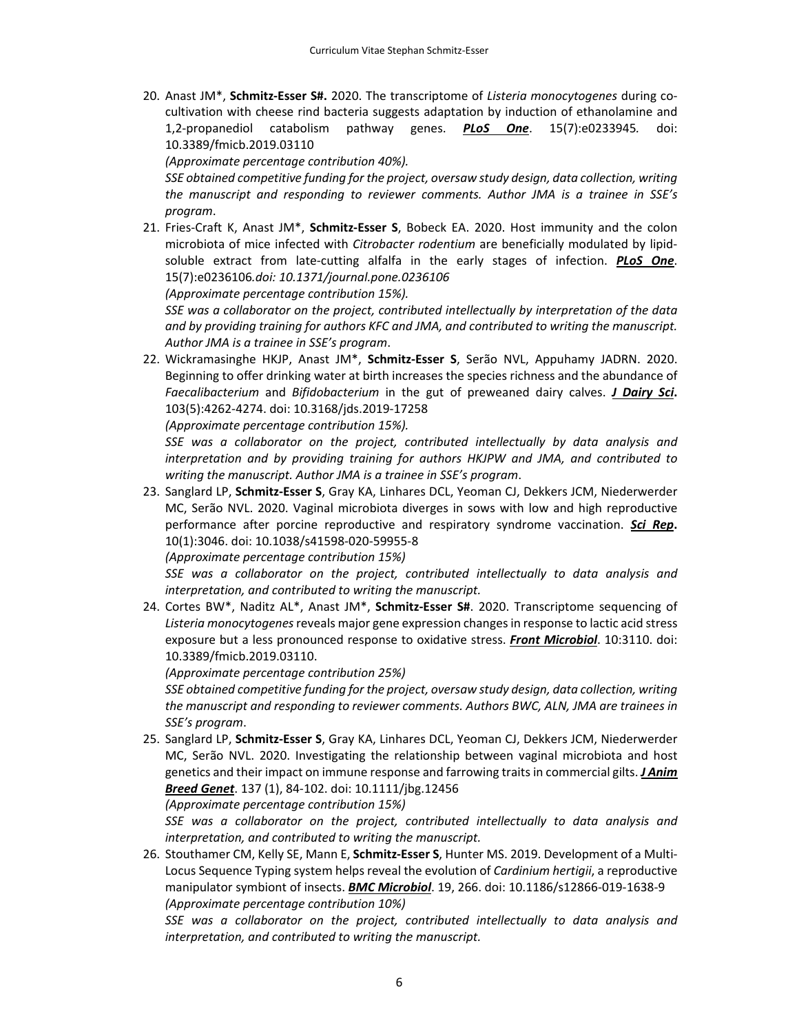20. Anast JM*, **Schmitz-Esser S#.** 2020. The transcriptome of *Listeria monocytogenes* during co-cultivation with cheese rind bacteria suggests adaptation by induction of ethanolamine and 1,2-propanediol catabolism pathway genes. ***PLoS One***. 15(7):e0233945*.* doi: 10.3389/fmicb.2019.03110
    *(Approximate percentage contribution 40%).*
    *SSE obtained competitive funding for the project, oversaw study design, data collection, writing the manuscript and responding to reviewer comments. Author JMA is a trainee in SSE's program*.

21. Fries-Craft K, Anast JM*, **Schmitz-Esser S**, Bobeck EA. 2020. Host immunity and the colon microbiota of mice infected with *Citrobacter rodentium* are beneficially modulated by lipid-soluble extract from late-cutting alfalfa in the early stages of infection. ***PLoS One***. 15(7):e0236106*.doi: 10.1371/journal.pone.0236106*
    *(Approximate percentage contribution 15%).*
    *SSE was a collaborator on the project, contributed intellectually by interpretation of the data and by providing training for authors KFC and JMA, and contributed to writing the manuscript. Author JMA is a trainee in SSE's program*.

22. Wickramasinghe HKJP, Anast JM*, **Schmitz-Esser S**, Serão NVL, Appuhamy JADRN. 2020. Beginning to offer drinking water at birth increases the species richness and the abundance of *Faecalibacterium* and *Bifidobacterium* in the gut of preweaned dairy calves. ***J Dairy Sci*.** 103(5):4262-4274. doi: 10.3168/jds.2019-17258
    *(Approximate percentage contribution 15%).*
    *SSE was a collaborator on the project, contributed intellectually by data analysis and interpretation and by providing training for authors HKJPW and JMA, and contributed to writing the manuscript. Author JMA is a trainee in SSE's program*.

23. Sanglard LP, **Schmitz-Esser S**, Gray KA, Linhares DCL, Yeoman CJ, Dekkers JCM, Niederwerder MC, Serão NVL. 2020. Vaginal microbiota diverges in sows with low and high reproductive performance after porcine reproductive and respiratory syndrome vaccination. ***Sci Rep*.** 10(1):3046. doi: 10.1038/s41598-020-59955-8
    *(Approximate percentage contribution 15%)*
    *SSE was a collaborator on the project, contributed intellectually to data analysis and interpretation, and contributed to writing the manuscript.*

24. Cortes BW*, Naditz AL*, Anast JM*, **Schmitz-Esser S#**. 2020. Transcriptome sequencing of *Listeria monocytogenes* reveals major gene expression changes in response to lactic acid stress exposure but a less pronounced response to oxidative stress. ***Front Microbiol***. 10:3110. doi: 10.3389/fmicb.2019.03110.
    *(Approximate percentage contribution 25%)*
    *SSE obtained competitive funding for the project, oversaw study design, data collection, writing the manuscript and responding to reviewer comments. Authors BWC, ALN, JMA are trainees in SSE's program*.

25. Sanglard LP, **Schmitz-Esser S**, Gray KA, Linhares DCL, Yeoman CJ, Dekkers JCM, Niederwerder MC, Serão NVL. 2020. Investigating the relationship between vaginal microbiota and host genetics and their impact on immune response and farrowing traits in commercial gilts. ***J Anim Breed Genet***. 137 (1), 84-102. doi: 10.1111/jbg.12456
    *(Approximate percentage contribution 15%)*
    *SSE was a collaborator on the project, contributed intellectually to data analysis and interpretation, and contributed to writing the manuscript.*

26. Stouthamer CM, Kelly SE, Mann E, **Schmitz-Esser S**, Hunter MS. 2019. Development of a Multi-Locus Sequence Typing system helps reveal the evolution of *Cardinium hertigii*, a reproductive manipulator symbiont of insects. ***BMC Microbiol***. 19, 266. doi: 10.1186/s12866-019-1638-9
    *(Approximate percentage contribution 10%)*
    *SSE was a collaborator on the project, contributed intellectually to data analysis and interpretation, and contributed to writing the manuscript.*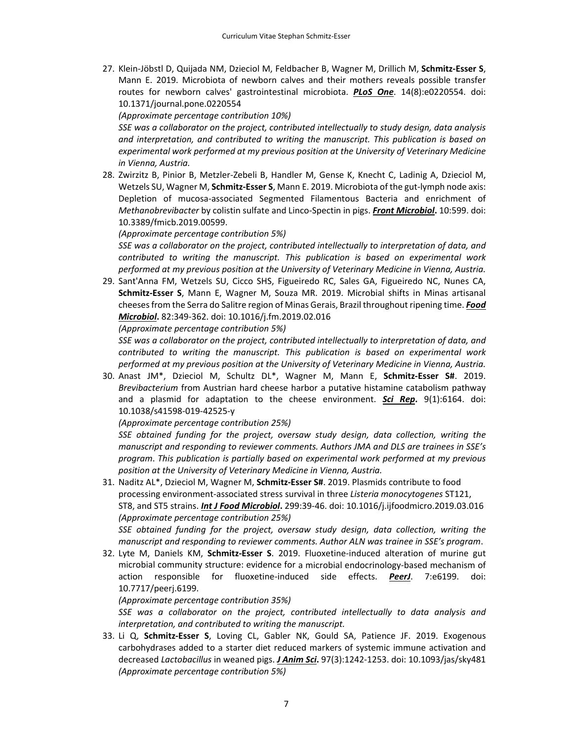27. Klein-Jöbstl D, Quijada NM, Dzieciol M, Feldbacher B, Wagner M, Drillich M, **Schmitz-Esser S**, Mann E. 2019. Microbiota of newborn calves and their mothers reveals possible transfer routes for newborn calves' gastrointestinal microbiota. ***PLoS One***. 14(8):e0220554. doi: 10.1371/journal.pone.0220554
*(Approximate percentage contribution 10%)*
*SSE was a collaborator on the project, contributed intellectually to study design, data analysis and interpretation, and contributed to writing the manuscript. This publication is based on experimental work performed at my previous position at the University of Veterinary Medicine in Vienna, Austria.*

28. Zwirzitz B, Pinior B, Metzler-Zebeli B, Handler M, Gense K, Knecht C, Ladinig A, Dzieciol M, Wetzels SU, Wagner M, **Schmitz-Esser S**, Mann E. 2019. Microbiota of the gut-lymph node axis: Depletion of mucosa-associated Segmented Filamentous Bacteria and enrichment of *Methanobrevibacter* by colistin sulfate and Linco-Spectin in pigs. ***Front Microbiol*.** 10:599. doi: 10.3389/fmicb.2019.00599.
*(Approximate percentage contribution 5%)*
*SSE was a collaborator on the project, contributed intellectually to interpretation of data, and contributed to writing the manuscript. This publication is based on experimental work performed at my previous position at the University of Veterinary Medicine in Vienna, Austria.*

29. Sant'Anna FM, Wetzels SU, Cicco SHS, Figueiredo RC, Sales GA, Figueiredo NC, Nunes CA, **Schmitz-Esser S**, Mann E, Wagner M, Souza MR. 2019. Microbial shifts in Minas artisanal cheeses from the Serra do Salitre region of Minas Gerais, Brazil throughout ripening time. ***Food Microbiol*.** 82:349-362. doi: 10.1016/j.fm.2019.02.016
*(Approximate percentage contribution 5%)*
*SSE was a collaborator on the project, contributed intellectually to interpretation of data, and contributed to writing the manuscript. This publication is based on experimental work performed at my previous position at the University of Veterinary Medicine in Vienna, Austria.*

30. Anast JM*, Dzieciol M, Schultz DL*, Wagner M, Mann E, **Schmitz-Esser S#**. 2019. *Brevibacterium* from Austrian hard cheese harbor a putative histamine catabolism pathway and a plasmid for adaptation to the cheese environment. ***Sci Rep*.** 9(1):6164. doi: 10.1038/s41598-019-42525-y
*(Approximate percentage contribution 25%)*
*SSE obtained funding for the project, oversaw study design, data collection, writing the manuscript and responding to reviewer comments. Authors JMA and DLS are trainees in SSE's program. This publication is partially based on experimental work performed at my previous position at the University of Veterinary Medicine in Vienna, Austria.*

31. Naditz AL*, Dzieciol M, Wagner M, **Schmitz-Esser S#**. 2019. Plasmids contribute to food processing environment-associated stress survival in three *Listeria monocytogenes* ST121, ST8, and ST5 strains. ***Int J Food Microbiol*.** 299:39-46. doi: 10.1016/j.ijfoodmicro.2019.03.016
*(Approximate percentage contribution 25%)*
*SSE obtained funding for the project, oversaw study design, data collection, writing the manuscript and responding to reviewer comments. Author ALN was trainee in SSE's program.*

32. Lyte M, Daniels KM, **Schmitz-Esser S**. 2019. Fluoxetine-induced alteration of murine gut microbial community structure: evidence for a microbial endocrinology-based mechanism of action responsible for fluoxetine-induced side effects. ***PeerJ***. 7:e6199. doi: 10.7717/peerj.6199.
*(Approximate percentage contribution 35%)*
*SSE was a collaborator on the project, contributed intellectually to data analysis and interpretation, and contributed to writing the manuscript.*

33. Li Q, **Schmitz-Esser S**, Loving CL, Gabler NK, Gould SA, Patience JF. 2019. Exogenous carbohydrases added to a starter diet reduced markers of systemic immune activation and decreased *Lactobacillus* in weaned pigs. ***J Anim Sci*.** 97(3):1242-1253. doi: 10.1093/jas/sky481
*(Approximate percentage contribution 5%)*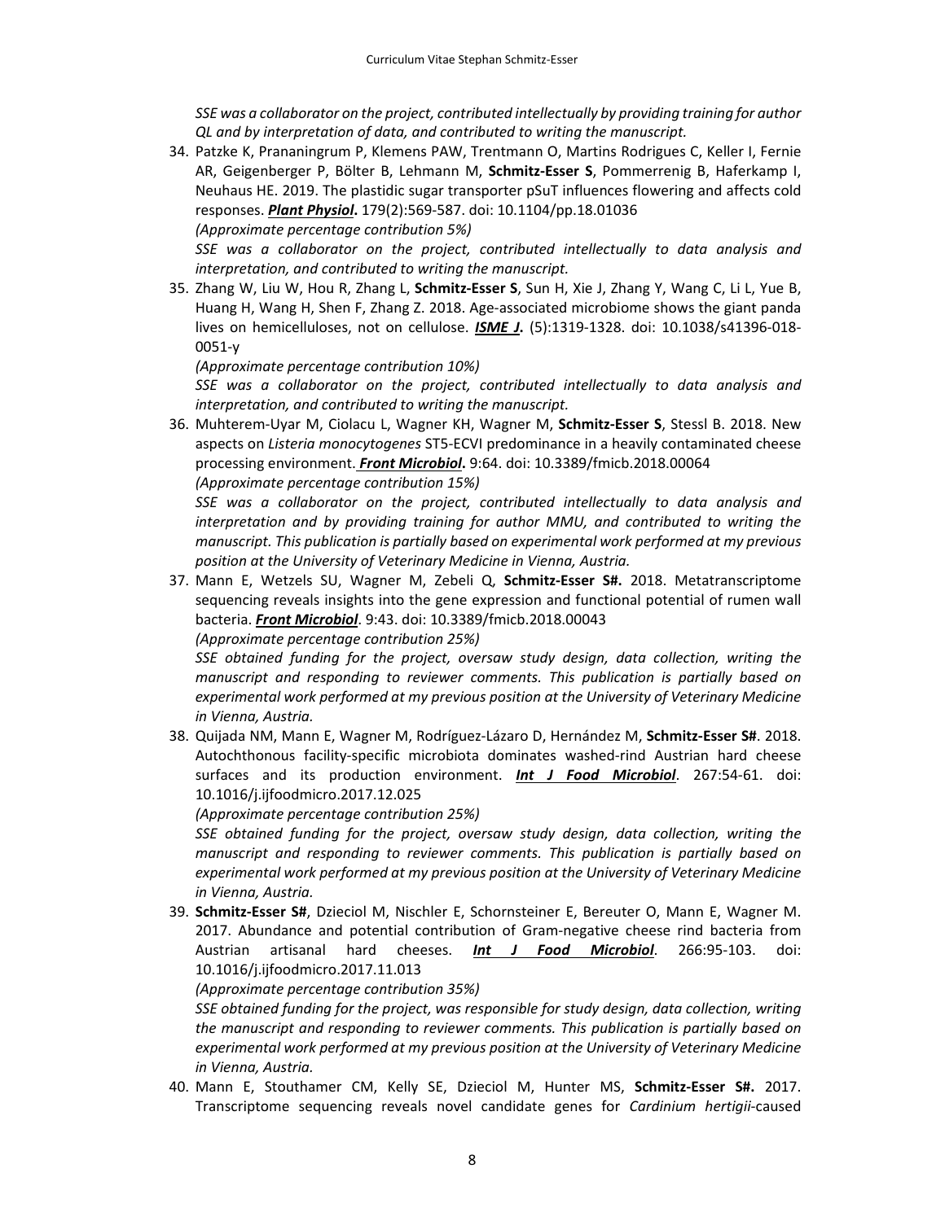*SSE was a collaborator on the project, contributed intellectually by providing training for author QL and by interpretation of data, and contributed to writing the manuscript.*

34. Patzke K, Prananingrum P, Klemens PAW, Trentmann O, Martins Rodrigues C, Keller I, Fernie AR, Geigenberger P, Bölter B, Lehmann M, **Schmitz-Esser S**, Pommerrenig B, Haferkamp I, Neuhaus HE. 2019. The plastidic sugar transporter pSuT influences flowering and affects cold responses. ***Plant Physiol*.** 179(2):569-587. doi: 10.1104/pp.18.01036
    *(Approximate percentage contribution 5%)*
    *SSE was a collaborator on the project, contributed intellectually to data analysis and interpretation, and contributed to writing the manuscript.*
35. Zhang W, Liu W, Hou R, Zhang L, **Schmitz-Esser S**, Sun H, Xie J, Zhang Y, Wang C, Li L, Yue B, Huang H, Wang H, Shen F, Zhang Z. 2018. Age-associated microbiome shows the giant panda lives on hemicelluloses, not on cellulose. ***ISME J*.** (5):1319-1328. doi: 10.1038/s41396-018-0051-y
    *(Approximate percentage contribution 10%)*
    *SSE was a collaborator on the project, contributed intellectually to data analysis and interpretation, and contributed to writing the manuscript.*
36. Muhterem-Uyar M, Ciolacu L, Wagner KH, Wagner M, **Schmitz-Esser S**, Stessl B. 2018. New aspects on *Listeria monocytogenes* ST5-ECVI predominance in a heavily contaminated cheese processing environment. ***Front Microbiol*.** 9:64. doi: 10.3389/fmicb.2018.00064
    *(Approximate percentage contribution 15%)*
    *SSE was a collaborator on the project, contributed intellectually to data analysis and interpretation and by providing training for author MMU, and contributed to writing the manuscript. This publication is partially based on experimental work performed at my previous position at the University of Veterinary Medicine in Vienna, Austria.*
37. Mann E, Wetzels SU, Wagner M, Zebeli Q, **Schmitz-Esser S#.** 2018. Metatranscriptome sequencing reveals insights into the gene expression and functional potential of rumen wall bacteria. ***Front Microbiol***. 9:43. doi: 10.3389/fmicb.2018.00043
    *(Approximate percentage contribution 25%)*
    *SSE obtained funding for the project, oversaw study design, data collection, writing the manuscript and responding to reviewer comments. This publication is partially based on experimental work performed at my previous position at the University of Veterinary Medicine in Vienna, Austria.*
38. Quijada NM, Mann E, Wagner M, Rodríguez-Lázaro D, Hernández M, **Schmitz-Esser S#**. 2018. Autochthonous facility-specific microbiota dominates washed-rind Austrian hard cheese surfaces and its production environment. ***Int J Food Microbiol***. 267:54-61. doi: 10.1016/j.ijfoodmicro.2017.12.025
    *(Approximate percentage contribution 25%)*
    *SSE obtained funding for the project, oversaw study design, data collection, writing the manuscript and responding to reviewer comments. This publication is partially based on experimental work performed at my previous position at the University of Veterinary Medicine in Vienna, Austria.*
39. **Schmitz-Esser S#**, Dzieciol M, Nischler E, Schornsteiner E, Bereuter O, Mann E, Wagner M. 2017. Abundance and potential contribution of Gram-negative cheese rind bacteria from Austrian artisanal hard cheeses. ***Int J Food Microbiol***. 266:95-103. doi: 10.1016/j.ijfoodmicro.2017.11.013
    *(Approximate percentage contribution 35%)*
    *SSE obtained funding for the project, was responsible for study design, data collection, writing the manuscript and responding to reviewer comments. This publication is partially based on experimental work performed at my previous position at the University of Veterinary Medicine in Vienna, Austria.*
40. Mann E, Stouthamer CM, Kelly SE, Dzieciol M, Hunter MS, **Schmitz-Esser S#.** 2017. Transcriptome sequencing reveals novel candidate genes for *Cardinium hertigii*-caused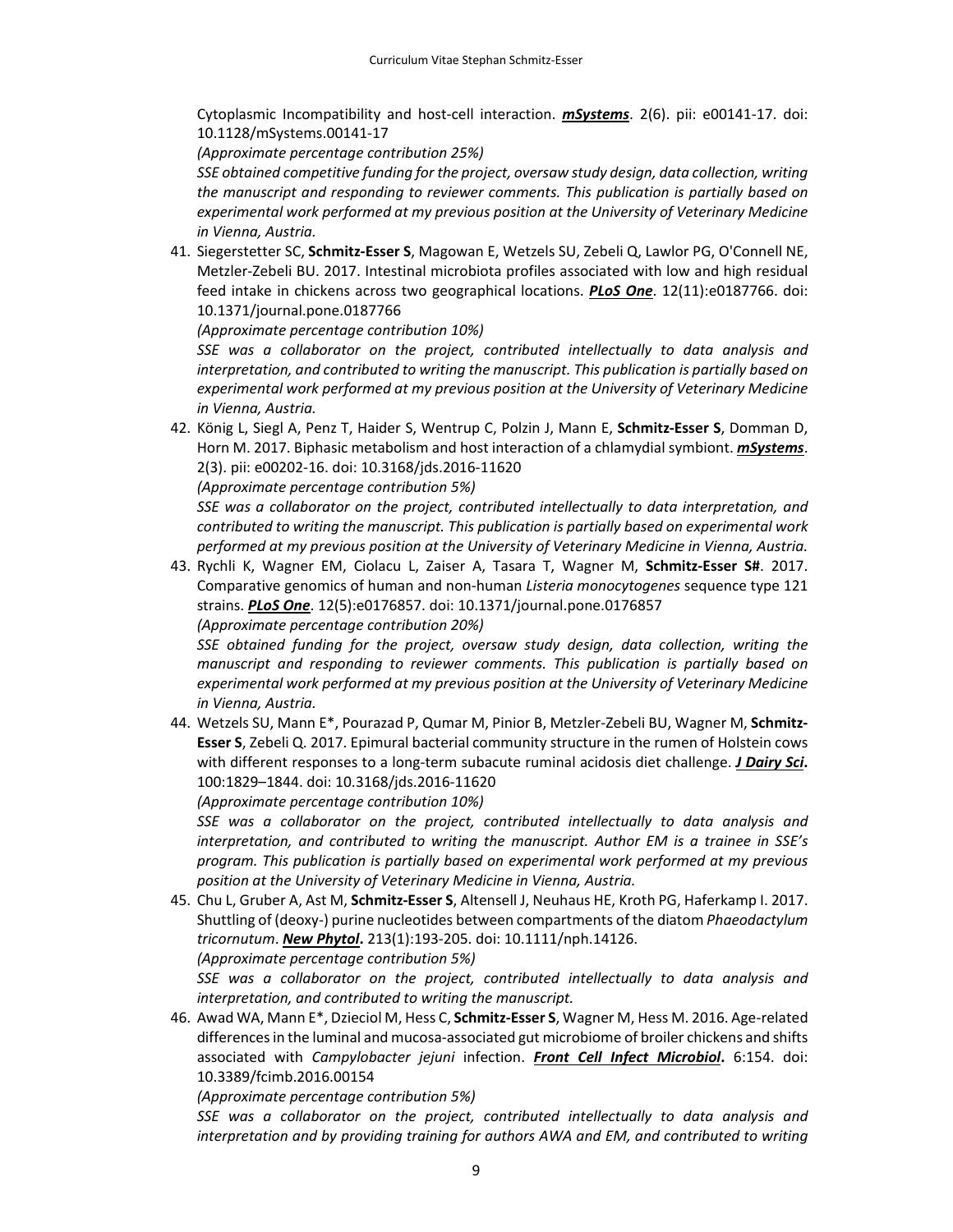Cytoplasmic Incompatibility and host-cell interaction. ***mSystems***. 2(6). pii: e00141-17. doi: 10.1128/mSystems.00141-17

*(Approximate percentage contribution 25%)*

*SSE obtained competitive funding for the project, oversaw study design, data collection, writing the manuscript and responding to reviewer comments. This publication is partially based on experimental work performed at my previous position at the University of Veterinary Medicine in Vienna, Austria.*

41. Siegerstetter SC, **Schmitz-Esser S**, Magowan E, Wetzels SU, Zebeli Q, Lawlor PG, O'Connell NE, Metzler-Zebeli BU. 2017. Intestinal microbiota profiles associated with low and high residual feed intake in chickens across two geographical locations. ***PLoS One***. 12(11):e0187766. doi: 10.1371/journal.pone.0187766

    *(Approximate percentage contribution 10%)*

    *SSE was a collaborator on the project, contributed intellectually to data analysis and interpretation, and contributed to writing the manuscript. This publication is partially based on experimental work performed at my previous position at the University of Veterinary Medicine in Vienna, Austria.*

42. König L, Siegl A, Penz T, Haider S, Wentrup C, Polzin J, Mann E, **Schmitz-Esser S**, Domman D, Horn M. 2017. Biphasic metabolism and host interaction of a chlamydial symbiont. ***mSystems***. 2(3). pii: e00202-16. doi: 10.3168/jds.2016-11620

    *(Approximate percentage contribution 5%)*

    *SSE was a collaborator on the project, contributed intellectually to data interpretation, and contributed to writing the manuscript. This publication is partially based on experimental work performed at my previous position at the University of Veterinary Medicine in Vienna, Austria.*

43. Rychli K, Wagner EM, Ciolacu L, Zaiser A, Tasara T, Wagner M, **Schmitz-Esser S#**. 2017. Comparative genomics of human and non-human *Listeria monocytogenes* sequence type 121 strains. ***PLoS One***. 12(5):e0176857. doi: 10.1371/journal.pone.0176857

    *(Approximate percentage contribution 20%)*

    *SSE obtained funding for the project, oversaw study design, data collection, writing the manuscript and responding to reviewer comments. This publication is partially based on experimental work performed at my previous position at the University of Veterinary Medicine in Vienna, Austria.*

44. Wetzels SU, Mann E*, Pourazad P, Qumar M, Pinior B, Metzler-Zebeli BU, Wagner M, **Schmitz-Esser S**, Zebeli Q. 2017. Epimural bacterial community structure in the rumen of Holstein cows with different responses to a long-term subacute ruminal acidosis diet challenge. ***J Dairy Sci*.** 100:1829–1844. doi: 10.3168/jds.2016-11620

    *(Approximate percentage contribution 10%)*

    *SSE was a collaborator on the project, contributed intellectually to data analysis and interpretation, and contributed to writing the manuscript. Author EM is a trainee in SSE's program. This publication is partially based on experimental work performed at my previous position at the University of Veterinary Medicine in Vienna, Austria.*

45. Chu L, Gruber A, Ast M, **Schmitz-Esser S**, Altensell J, Neuhaus HE, Kroth PG, Haferkamp I. 2017. Shuttling of (deoxy-) purine nucleotides between compartments of the diatom *Phaeodactylum tricornutum*. ***New Phytol*.** 213(1):193-205. doi: 10.1111/nph.14126.

    *(Approximate percentage contribution 5%)*

    *SSE was a collaborator on the project, contributed intellectually to data analysis and interpretation, and contributed to writing the manuscript.*

46. Awad WA, Mann E*, Dzieciol M, Hess C, **Schmitz-Esser S**, Wagner M, Hess M. 2016. Age-related differences in the luminal and mucosa-associated gut microbiome of broiler chickens and shifts associated with *Campylobacter jejuni* infection. ***Front Cell Infect Microbiol*.** 6:154. doi: 10.3389/fcimb.2016.00154

    *(Approximate percentage contribution 5%)*

    *SSE was a collaborator on the project, contributed intellectually to data analysis and interpretation and by providing training for authors AWA and EM, and contributed to writing*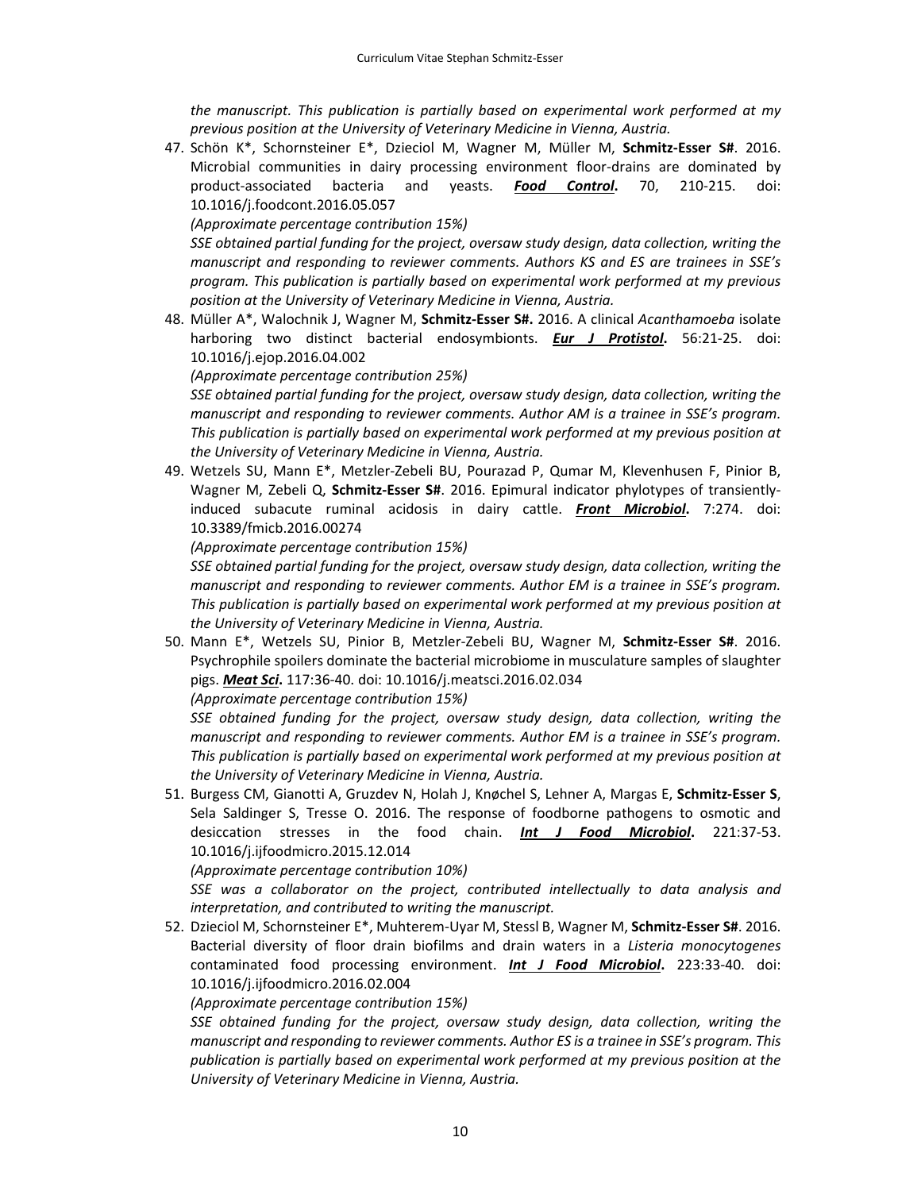*the manuscript. This publication is partially based on experimental work performed at my previous position at the University of Veterinary Medicine in Vienna, Austria.*

47. Schön K*, Schornsteiner E*, Dzieciol M, Wagner M, Müller M, **Schmitz-Esser S#**. 2016. Microbial communities in dairy processing environment floor-drains are dominated by product-associated bacteria and yeasts. ***Food Control*.** 70, 210-215. doi: 10.1016/j.foodcont.2016.05.057
*(Approximate percentage contribution 15%)*
*SSE obtained partial funding for the project, oversaw study design, data collection, writing the manuscript and responding to reviewer comments. Authors KS and ES are trainees in SSE's program. This publication is partially based on experimental work performed at my previous position at the University of Veterinary Medicine in Vienna, Austria.*

48. Müller A*, Walochnik J, Wagner M, **Schmitz-Esser S#.** 2016. A clinical *Acanthamoeba* isolate harboring two distinct bacterial endosymbionts. ***Eur J Protistol*.** 56:21-25. doi: 10.1016/j.ejop.2016.04.002
*(Approximate percentage contribution 25%)*
*SSE obtained partial funding for the project, oversaw study design, data collection, writing the manuscript and responding to reviewer comments. Author AM is a trainee in SSE's program. This publication is partially based on experimental work performed at my previous position at the University of Veterinary Medicine in Vienna, Austria.*

49. Wetzels SU, Mann E*, Metzler-Zebeli BU, Pourazad P, Qumar M, Klevenhusen F, Pinior B, Wagner M, Zebeli Q, **Schmitz-Esser S#**. 2016. Epimural indicator phylotypes of transiently-induced subacute ruminal acidosis in dairy cattle. ***Front Microbiol*.** 7:274. doi: 10.3389/fmicb.2016.00274
*(Approximate percentage contribution 15%)*
*SSE obtained partial funding for the project, oversaw study design, data collection, writing the manuscript and responding to reviewer comments. Author EM is a trainee in SSE's program. This publication is partially based on experimental work performed at my previous position at the University of Veterinary Medicine in Vienna, Austria.*

50. Mann E*, Wetzels SU, Pinior B, Metzler-Zebeli BU, Wagner M, **Schmitz-Esser S#**. 2016. Psychrophile spoilers dominate the bacterial microbiome in musculature samples of slaughter pigs. ***Meat Sci*.** 117:36-40. doi: 10.1016/j.meatsci.2016.02.034
*(Approximate percentage contribution 15%)*
*SSE obtained funding for the project, oversaw study design, data collection, writing the manuscript and responding to reviewer comments. Author EM is a trainee in SSE's program. This publication is partially based on experimental work performed at my previous position at the University of Veterinary Medicine in Vienna, Austria.*

51. Burgess CM, Gianotti A, Gruzdev N, Holah J, Knøchel S, Lehner A, Margas E, **Schmitz-Esser S**, Sela Saldinger S, Tresse O. 2016. The response of foodborne pathogens to osmotic and desiccation stresses in the food chain. ***Int J Food Microbiol*.** 221:37-53. 10.1016/j.ijfoodmicro.2015.12.014
*(Approximate percentage contribution 10%)*
*SSE was a collaborator on the project, contributed intellectually to data analysis and interpretation, and contributed to writing the manuscript.*

52. Dzieciol M, Schornsteiner E*, Muhterem-Uyar M, Stessl B, Wagner M, **Schmitz-Esser S#**. 2016. Bacterial diversity of floor drain biofilms and drain waters in a *Listeria monocytogenes* contaminated food processing environment. ***Int J Food Microbiol*.** 223:33-40. doi: 10.1016/j.ijfoodmicro.2016.02.004
*(Approximate percentage contribution 15%)*
*SSE obtained funding for the project, oversaw study design, data collection, writing the manuscript and responding to reviewer comments. Author ES is a trainee in SSE's program. This publication is partially based on experimental work performed at my previous position at the University of Veterinary Medicine in Vienna, Austria.*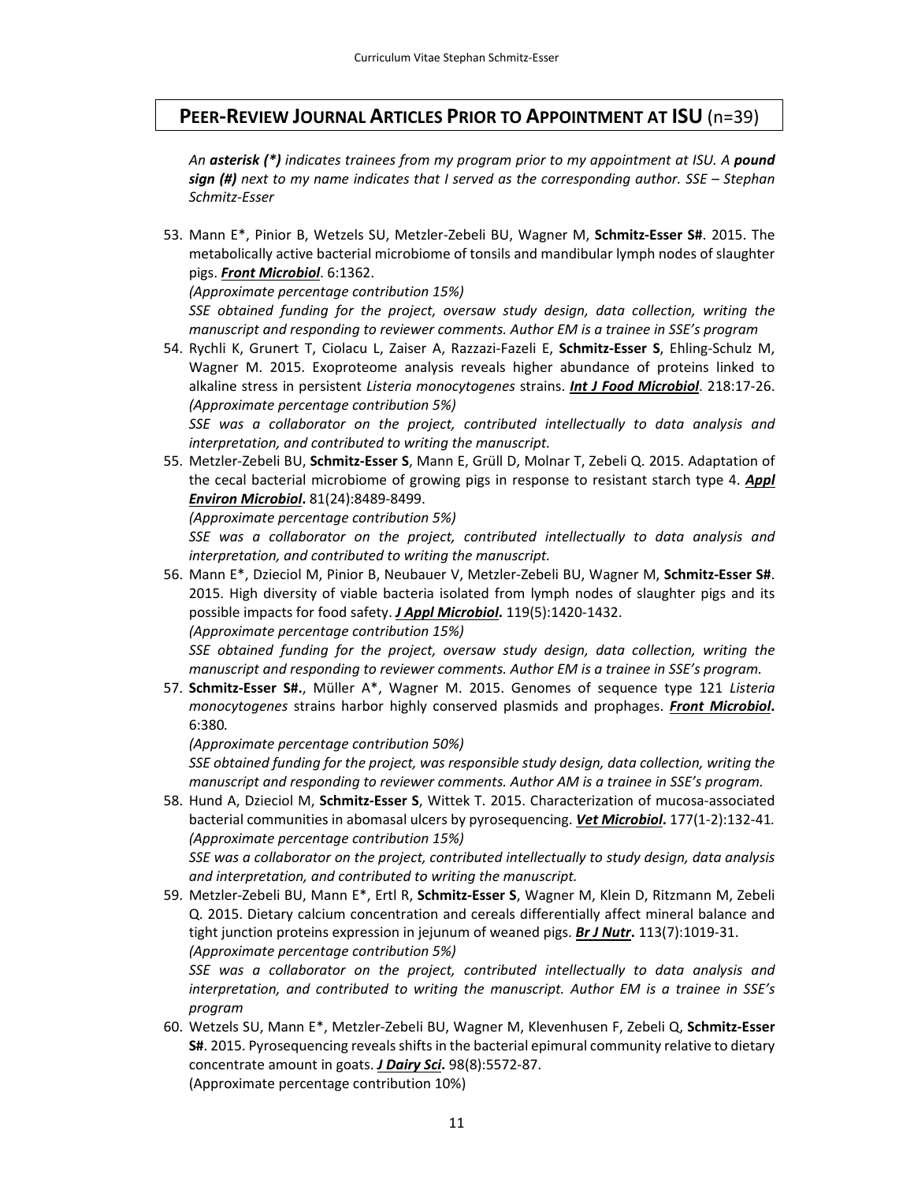## PEER-REVIEW JOURNAL ARTICLES PRIOR TO APPOINTMENT AT ISU (n=39)

*An **asterisk (*)** indicates trainees from my program prior to my appointment at ISU. A **pound sign (#)** next to my name indicates that I served as the corresponding author. SSE – Stephan Schmitz-Esser*

53. Mann E*, Pinior B, Wetzels SU, Metzler-Zebeli BU, Wagner M, **Schmitz-Esser S#**. 2015. The metabolically active bacterial microbiome of tonsils and mandibular lymph nodes of slaughter pigs. ***Front Microbiol***. 6:1362.
*(Approximate percentage contribution 15%)*
*SSE obtained funding for the project, oversaw study design, data collection, writing the manuscript and responding to reviewer comments. Author EM is a trainee in SSE's program*
54. Rychli K, Grunert T, Ciolacu L, Zaiser A, Razzazi-Fazeli E, **Schmitz-Esser S**, Ehling-Schulz M, Wagner M. 2015. Exoproteome analysis reveals higher abundance of proteins linked to alkaline stress in persistent *Listeria monocytogenes* strains. ***Int J Food Microbiol***. 218:17-26.
*(Approximate percentage contribution 5%)*
*SSE was a collaborator on the project, contributed intellectually to data analysis and interpretation, and contributed to writing the manuscript.*
55. Metzler-Zebeli BU, **Schmitz-Esser S**, Mann E, Grüll D, Molnar T, Zebeli Q. 2015. Adaptation of the cecal bacterial microbiome of growing pigs in response to resistant starch type 4. ***Appl Environ Microbiol*****.** 81(24):8489-8499.
*(Approximate percentage contribution 5%)*
*SSE was a collaborator on the project, contributed intellectually to data analysis and interpretation, and contributed to writing the manuscript.*
56. Mann E*, Dzieciol M, Pinior B, Neubauer V, Metzler-Zebeli BU, Wagner M, **Schmitz-Esser S#**. 2015. High diversity of viable bacteria isolated from lymph nodes of slaughter pigs and its possible impacts for food safety. ***J Appl Microbiol*****.** 119(5):1420-1432.
*(Approximate percentage contribution 15%)*
*SSE obtained funding for the project, oversaw study design, data collection, writing the manuscript and responding to reviewer comments. Author EM is a trainee in SSE's program.*
57. **Schmitz-Esser S#.**, Müller A*, Wagner M. 2015. Genomes of sequence type 121 *Listeria monocytogenes* strains harbor highly conserved plasmids and prophages. ***Front Microbiol*****.** 6:380*.*
*(Approximate percentage contribution 50%)*
*SSE obtained funding for the project, was responsible study design, data collection, writing the manuscript and responding to reviewer comments. Author AM is a trainee in SSE's program.*
58. Hund A, Dzieciol M, **Schmitz-Esser S**, Wittek T. 2015. Characterization of mucosa-associated bacterial communities in abomasal ulcers by pyrosequencing. ***Vet Microbiol*****.** 177(1-2):132-41*.*
*(Approximate percentage contribution 15%)*
*SSE was a collaborator on the project, contributed intellectually to study design, data analysis and interpretation, and contributed to writing the manuscript.*
59. Metzler-Zebeli BU, Mann E*, Ertl R, **Schmitz-Esser S**, Wagner M, Klein D, Ritzmann M, Zebeli Q. 2015. Dietary calcium concentration and cereals differentially affect mineral balance and tight junction proteins expression in jejunum of weaned pigs. ***Br J Nutr*****.** 113(7):1019-31.
*(Approximate percentage contribution 5%)*
*SSE was a collaborator on the project, contributed intellectually to data analysis and interpretation, and contributed to writing the manuscript. Author EM is a trainee in SSE's program*
60. Wetzels SU, Mann E*, Metzler-Zebeli BU, Wagner M, Klevenhusen F, Zebeli Q, **Schmitz-Esser S#**. 2015. Pyrosequencing reveals shifts in the bacterial epimural community relative to dietary concentrate amount in goats. ***J Dairy Sci*****.** 98(8):5572-87.
(Approximate percentage contribution 10%)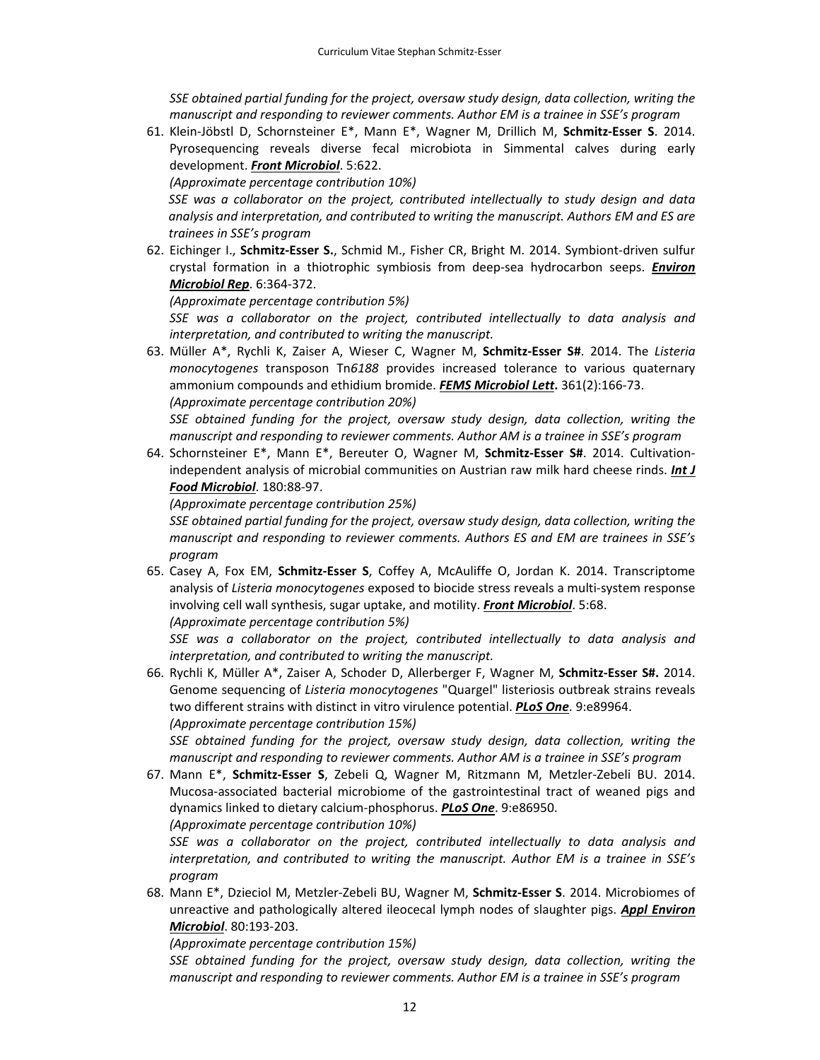*SSE obtained partial funding for the project, oversaw study design, data collection, writing the manuscript and responding to reviewer comments. Author EM is a trainee in SSE's program*

61. Klein-Jöbstl D, Schornsteiner E*, Mann E*, Wagner M, Drillich M, **Schmitz-Esser S**. 2014. Pyrosequencing reveals diverse fecal microbiota in Simmental calves during early development. ***Front Microbiol***. 5:622.
*(Approximate percentage contribution 10%)*
*SSE was a collaborator on the project, contributed intellectually to study design and data analysis and interpretation, and contributed to writing the manuscript. Authors EM and ES are trainees in SSE's program*

62. Eichinger I., **Schmitz-Esser S.**, Schmid M., Fisher CR, Bright M. 2014. Symbiont-driven sulfur crystal formation in a thiotrophic symbiosis from deep-sea hydrocarbon seeps. ***Environ Microbiol Rep***. 6:364-372.
*(Approximate percentage contribution 5%)*
*SSE was a collaborator on the project, contributed intellectually to data analysis and interpretation, and contributed to writing the manuscript.*

63. Müller A*, Rychli K, Zaiser A, Wieser C, Wagner M, **Schmitz-Esser S#**. 2014. The *Listeria monocytogenes* transposon Tn*6188* provides increased tolerance to various quaternary ammonium compounds and ethidium bromide. ***FEMS Microbiol Lett*.** 361(2):166-73.
*(Approximate percentage contribution 20%)*
*SSE obtained funding for the project, oversaw study design, data collection, writing the manuscript and responding to reviewer comments. Author AM is a trainee in SSE's program*

64. Schornsteiner E*, Mann E*, Bereuter O, Wagner M, **Schmitz-Esser S#**. 2014. Cultivation-independent analysis of microbial communities on Austrian raw milk hard cheese rinds. ***Int J Food Microbiol***. 180:88-97.
*(Approximate percentage contribution 25%)*
*SSE obtained partial funding for the project, oversaw study design, data collection, writing the manuscript and responding to reviewer comments. Authors ES and EM are trainees in SSE's program*

65. Casey A, Fox EM, **Schmitz-Esser S**, Coffey A, McAuliffe O, Jordan K. 2014. Transcriptome analysis of *Listeria monocytogenes* exposed to biocide stress reveals a multi-system response involving cell wall synthesis, sugar uptake, and motility. ***Front Microbiol***. 5:68.
*(Approximate percentage contribution 5%)*
*SSE was a collaborator on the project, contributed intellectually to data analysis and interpretation, and contributed to writing the manuscript.*

66. Rychli K, Müller A*, Zaiser A, Schoder D, Allerberger F, Wagner M, **Schmitz-Esser S#.** 2014. Genome sequencing of *Listeria monocytogenes* "Quargel" listeriosis outbreak strains reveals two different strains with distinct in vitro virulence potential. ***PLoS One***. 9:e89964.
*(Approximate percentage contribution 15%)*
*SSE obtained funding for the project, oversaw study design, data collection, writing the manuscript and responding to reviewer comments. Author AM is a trainee in SSE's program*

67. Mann E*, **Schmitz-Esser S**, Zebeli Q, Wagner M, Ritzmann M, Metzler-Zebeli BU. 2014. Mucosa-associated bacterial microbiome of the gastrointestinal tract of weaned pigs and dynamics linked to dietary calcium-phosphorus. ***PLoS One***. 9:e86950.
*(Approximate percentage contribution 10%)*
*SSE was a collaborator on the project, contributed intellectually to data analysis and interpretation, and contributed to writing the manuscript. Author EM is a trainee in SSE's program*

68. Mann E*, Dzieciol M, Metzler-Zebeli BU, Wagner M, **Schmitz-Esser S**. 2014. Microbiomes of unreactive and pathologically altered ileocecal lymph nodes of slaughter pigs. ***Appl Environ Microbiol***. 80:193-203.
*(Approximate percentage contribution 15%)*
*SSE obtained funding for the project, oversaw study design, data collection, writing the manuscript and responding to reviewer comments. Author EM is a trainee in SSE's program*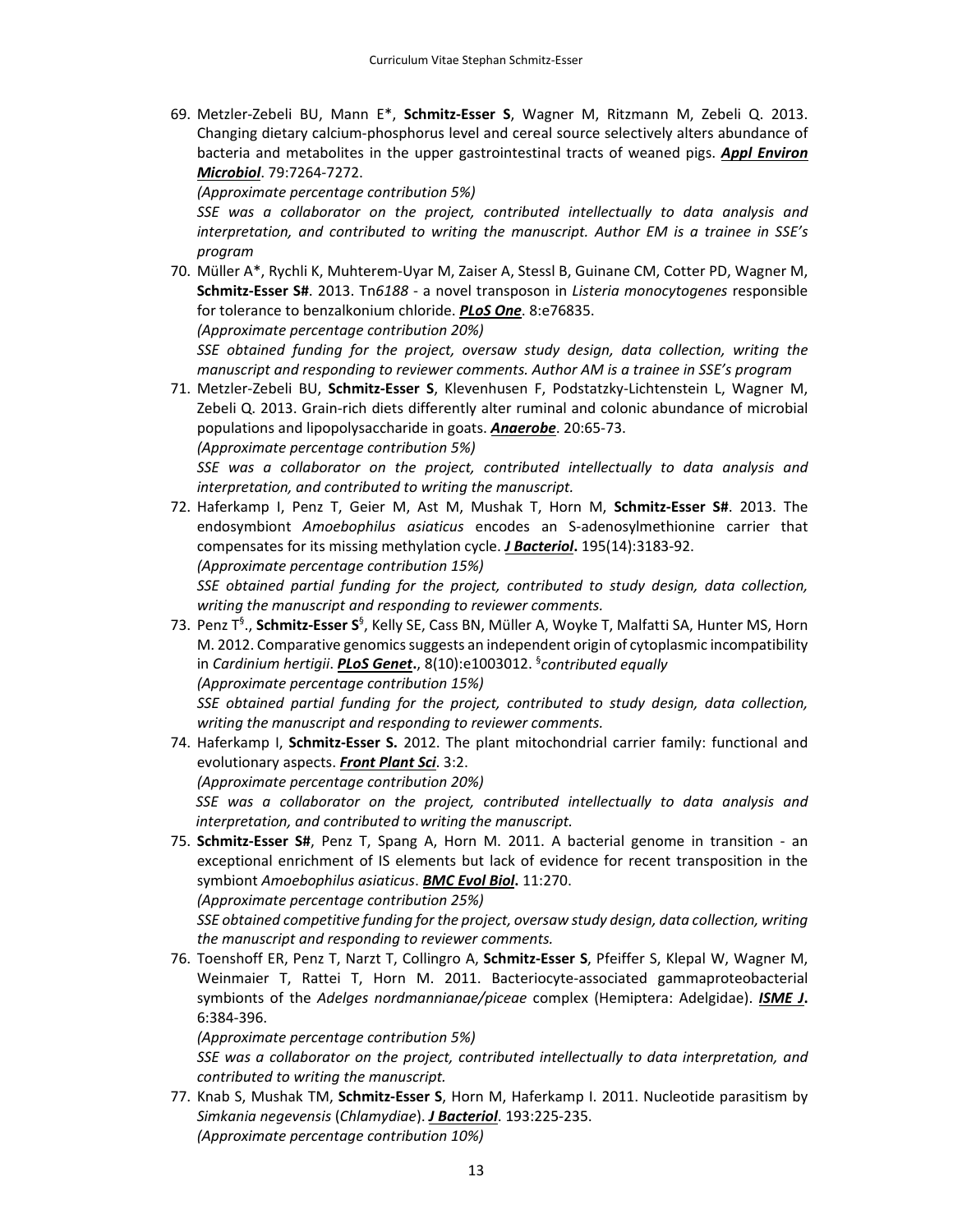69. Metzler-Zebeli BU, Mann E*, **Schmitz-Esser S**, Wagner M, Ritzmann M, Zebeli Q. 2013. Changing dietary calcium-phosphorus level and cereal source selectively alters abundance of bacteria and metabolites in the upper gastrointestinal tracts of weaned pigs. ***Appl Environ Microbiol***. 79:7264-7272.
*(Approximate percentage contribution 5%)*
*SSE was a collaborator on the project, contributed intellectually to data analysis and interpretation, and contributed to writing the manuscript. Author EM is a trainee in SSE's program*

70. Müller A*, Rychli K, Muhterem-Uyar M, Zaiser A, Stessl B, Guinane CM, Cotter PD, Wagner M, **Schmitz-Esser S#**. 2013. Tn*6188* - a novel transposon in *Listeria monocytogenes* responsible for tolerance to benzalkonium chloride. ***PLoS One***. 8:e76835.
*(Approximate percentage contribution 20%)*
*SSE obtained funding for the project, oversaw study design, data collection, writing the manuscript and responding to reviewer comments. Author AM is a trainee in SSE's program*

71. Metzler-Zebeli BU, **Schmitz-Esser S**, Klevenhusen F, Podstatzky-Lichtenstein L, Wagner M, Zebeli Q. 2013. Grain-rich diets differently alter ruminal and colonic abundance of microbial populations and lipopolysaccharide in goats. ***Anaerobe***. 20:65-73.
*(Approximate percentage contribution 5%)*
*SSE was a collaborator on the project, contributed intellectually to data analysis and interpretation, and contributed to writing the manuscript.*

72. Haferkamp I, Penz T, Geier M, Ast M, Mushak T, Horn M, **Schmitz-Esser S#**. 2013. The endosymbiont *Amoebophilus asiaticus* encodes an S-adenosylmethionine carrier that compensates for its missing methylation cycle. ***J Bacteriol*.** 195(14):3183-92.
*(Approximate percentage contribution 15%)*
*SSE obtained partial funding for the project, contributed to study design, data collection, writing the manuscript and responding to reviewer comments.*

73. Penz T[§]., **Schmitz-Esser S**[§], Kelly SE, Cass BN, Müller A, Woyke T, Malfatti SA, Hunter MS, Horn M. 2012. Comparative genomics suggests an independent origin of cytoplasmic incompatibility in *Cardinium hertigii*. ***PLoS Genet*.**, 8(10):e1003012. [§]*contributed equally*
*(Approximate percentage contribution 15%)*
*SSE obtained partial funding for the project, contributed to study design, data collection, writing the manuscript and responding to reviewer comments.*

74. Haferkamp I, **Schmitz-Esser S.** 2012. The plant mitochondrial carrier family: functional and evolutionary aspects. ***Front Plant Sci***. 3:2.
*(Approximate percentage contribution 20%)*
*SSE was a collaborator on the project, contributed intellectually to data analysis and interpretation, and contributed to writing the manuscript.*

75. **Schmitz-Esser S#**, Penz T, Spang A, Horn M. 2011. A bacterial genome in transition - an exceptional enrichment of IS elements but lack of evidence for recent transposition in the symbiont *Amoebophilus asiaticus*. ***BMC Evol Biol*.** 11:270.
*(Approximate percentage contribution 25%)*
*SSE obtained competitive funding for the project, oversaw study design, data collection, writing the manuscript and responding to reviewer comments.*

76. Toenshoff ER, Penz T, Narzt T, Collingro A, **Schmitz-Esser S**, Pfeiffer S, Klepal W, Wagner M, Weinmaier T, Rattei T, Horn M. 2011. Bacteriocyte-associated gammaproteobacterial symbionts of the *Adelges nordmannianae/piceae* complex (Hemiptera: Adelgidae). ***ISME J*.** 6:384-396.
*(Approximate percentage contribution 5%)*
*SSE was a collaborator on the project, contributed intellectually to data interpretation, and contributed to writing the manuscript.*

77. Knab S, Mushak TM, **Schmitz-Esser S**, Horn M, Haferkamp I. 2011. Nucleotide parasitism by *Simkania negevensis* (*Chlamydiae*). ***J Bacteriol***. 193:225-235.
*(Approximate percentage contribution 10%)*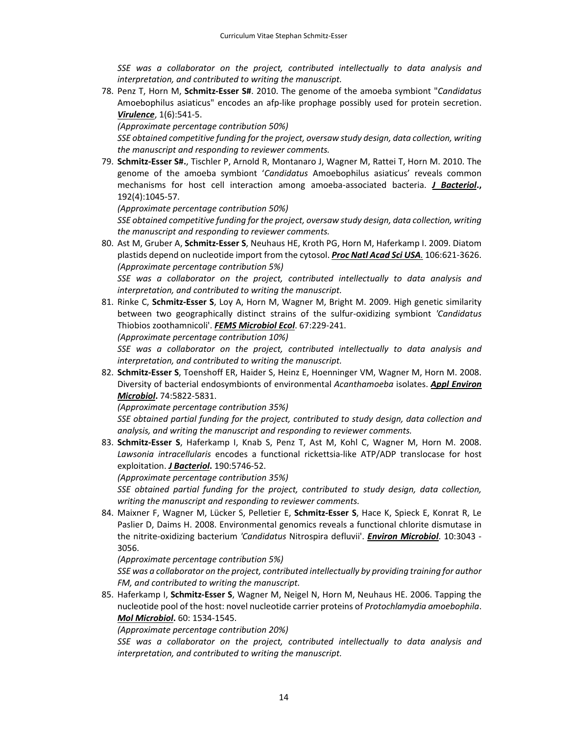*SSE was a collaborator on the project, contributed intellectually to data analysis and interpretation, and contributed to writing the manuscript.*

78. Penz T, Horn M, **Schmitz-Esser S#**. 2010. The genome of the amoeba symbiont "*Candidatus* Amoebophilus asiaticus" encodes an afp-like prophage possibly used for protein secretion. ***Virulence***, 1(6):541-5.
*(Approximate percentage contribution 50%)*
*SSE obtained competitive funding for the project, oversaw study design, data collection, writing the manuscript and responding to reviewer comments.*

79. **Schmitz-Esser S#.**, Tischler P, Arnold R, Montanaro J, Wagner M, Rattei T, Horn M. 2010. The genome of the amoeba symbiont '*Candidatus* Amoebophilus asiaticus' reveals common mechanisms for host cell interaction among amoeba-associated bacteria. ***J Bacteriol*.,** 192(4):1045-57.
*(Approximate percentage contribution 50%)*
*SSE obtained competitive funding for the project, oversaw study design, data collection, writing the manuscript and responding to reviewer comments.*

80. Ast M, Gruber A, **Schmitz-Esser S**, Neuhaus HE, Kroth PG, Horn M, Haferkamp I. 2009. Diatom plastids depend on nucleotide import from the cytosol. ***Proc Natl Acad Sci USA***. 106:621-3626.
*(Approximate percentage contribution 5%)*
*SSE was a collaborator on the project, contributed intellectually to data analysis and interpretation, and contributed to writing the manuscript.*

81. Rinke C, **Schmitz-Esser S**, Loy A, Horn M, Wagner M, Bright M. 2009. High genetic similarity between two geographically distinct strains of the sulfur-oxidizing symbiont *'Candidatus* Thiobios zoothamnicoli'. ***FEMS Microbiol Ecol***. 67:229-241.
*(Approximate percentage contribution 10%)*
*SSE was a collaborator on the project, contributed intellectually to data analysis and interpretation, and contributed to writing the manuscript.*

82. **Schmitz-Esser S**, Toenshoff ER, Haider S, Heinz E, Hoenninger VM, Wagner M, Horn M. 2008. Diversity of bacterial endosymbionts of environmental *Acanthamoeba* isolates. ***Appl Environ Microbiol*.** 74:5822-5831.
*(Approximate percentage contribution 35%)*
*SSE obtained partial funding for the project, contributed to study design, data collection and analysis, and writing the manuscript and responding to reviewer comments.*

83. **Schmitz-Esser S**, Haferkamp I, Knab S, Penz T, Ast M, Kohl C, Wagner M, Horn M. 2008. *Lawsonia intracellularis* encodes a functional rickettsia-like ATP/ADP translocase for host exploitation. ***J Bacteriol*.** 190:5746-52.
*(Approximate percentage contribution 35%)*
*SSE obtained partial funding for the project, contributed to study design, data collection, writing the manuscript and responding to reviewer comments.*

84. Maixner F, Wagner M, Lücker S, Pelletier E, **Schmitz-Esser S**, Hace K, Spieck E, Konrat R, Le Paslier D, Daims H. 2008. Environmental genomics reveals a functional chlorite dismutase in the nitrite-oxidizing bacterium *'Candidatus* Nitrospira defluvii'. ***Environ Microbiol***. 10:3043 - 3056.
*(Approximate percentage contribution 5%)*
*SSE was a collaborator on the project, contributed intellectually by providing training for author FM, and contributed to writing the manuscript.*

85. Haferkamp I, **Schmitz-Esser S**, Wagner M, Neigel N, Horn M, Neuhaus HE. 2006. Tapping the nucleotide pool of the host: novel nucleotide carrier proteins of *Protochlamydia amoebophila*. ***Mol Microbiol*.** 60: 1534-1545.
*(Approximate percentage contribution 20%)*
*SSE was a collaborator on the project, contributed intellectually to data analysis and interpretation, and contributed to writing the manuscript.*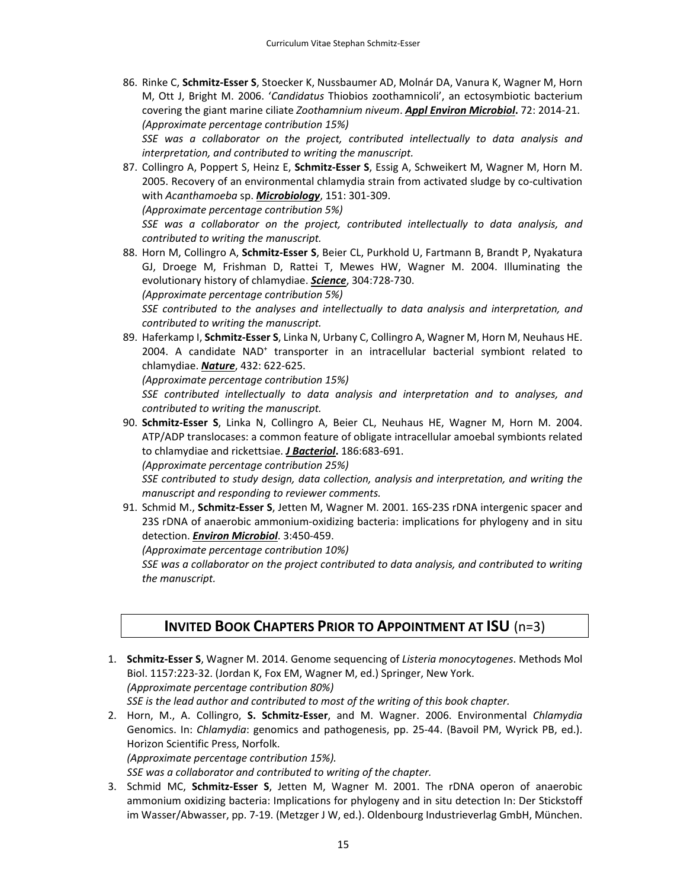86. Rinke C, **Schmitz-Esser S**, Stoecker K, Nussbaumer AD, Molnár DA, Vanura K, Wagner M, Horn M, Ott J, Bright M. 2006. '*Candidatus* Thiobios zoothamnicoli', an ectosymbiotic bacterium covering the giant marine ciliate *Zoothamnium niveum*. ***Appl Environ Microbiol*.** 72: 2014-21. *(Approximate percentage contribution 15%)*
    *SSE was a collaborator on the project, contributed intellectually to data analysis and interpretation, and contributed to writing the manuscript.*
87. Collingro A, Poppert S, Heinz E, **Schmitz-Esser S**, Essig A, Schweikert M, Wagner M, Horn M. 2005. Recovery of an environmental chlamydia strain from activated sludge by co-cultivation with *Acanthamoeba* sp. ***Microbiology***, 151: 301-309.
    *(Approximate percentage contribution 5%)*
    *SSE was a collaborator on the project, contributed intellectually to data analysis, and contributed to writing the manuscript.*
88. Horn M, Collingro A, **Schmitz-Esser S**, Beier CL, Purkhold U, Fartmann B, Brandt P, Nyakatura GJ, Droege M, Frishman D, Rattei T, Mewes HW, Wagner M. 2004. Illuminating the evolutionary history of chlamydiae. ***Science***, 304:728-730.
    *(Approximate percentage contribution 5%)*
    *SSE contributed to the analyses and intellectually to data analysis and interpretation, and contributed to writing the manuscript.*
89. Haferkamp I, **Schmitz-Esser S**, Linka N, Urbany C, Collingro A, Wagner M, Horn M, Neuhaus HE. 2004. A candidate $NAD^+$ transporter in an intracellular bacterial symbiont related to chlamydiae. ***Nature***, 432: 622-625.
    *(Approximate percentage contribution 15%)*
    *SSE contributed intellectually to data analysis and interpretation and to analyses, and contributed to writing the manuscript.*
90. **Schmitz-Esser S**, Linka N, Collingro A, Beier CL, Neuhaus HE, Wagner M, Horn M. 2004. ATP/ADP translocases: a common feature of obligate intracellular amoebal symbionts related to chlamydiae and rickettsiae. ***J Bacteriol*.** 186:683-691.
    *(Approximate percentage contribution 25%)*
    *SSE contributed to study design, data collection, analysis and interpretation, and writing the manuscript and responding to reviewer comments.*
91. Schmid M., **Schmitz-Esser S**, Jetten M, Wagner M. 2001. 16S-23S rDNA intergenic spacer and 23S rDNA of anaerobic ammonium-oxidizing bacteria: implications for phylogeny and in situ detection. ***Environ Microbiol***. 3:450-459.
    *(Approximate percentage contribution 10%)*
    *SSE was a collaborator on the project contributed to data analysis, and contributed to writing the manuscript.*

## INVITED BOOK CHAPTERS PRIOR TO APPOINTMENT AT ISU (n=3)

1. **Schmitz-Esser S**, Wagner M. 2014. Genome sequencing of *Listeria monocytogenes*. Methods Mol Biol. 1157:223-32. (Jordan K, Fox EM, Wagner M, ed.) Springer, New York.
    *(Approximate percentage contribution 80%)*
    *SSE is the lead author and contributed to most of the writing of this book chapter.*
2. Horn, M., A. Collingro, **S. Schmitz-Esser**, and M. Wagner. 2006. Environmental *Chlamydia* Genomics. In: *Chlamydia*: genomics and pathogenesis, pp. 25-44. (Bavoil PM, Wyrick PB, ed.). Horizon Scientific Press, Norfolk.
    *(Approximate percentage contribution 15%).*
    *SSE was a collaborator and contributed to writing of the chapter.*
3. Schmid MC, **Schmitz-Esser S**, Jetten M, Wagner M. 2001. The rDNA operon of anaerobic ammonium oxidizing bacteria: Implications for phylogeny and in situ detection In: Der Stickstoff im Wasser/Abwasser, pp. 7-19. (Metzger J W, ed.). Oldenbourg Industrieverlag GmbH, München.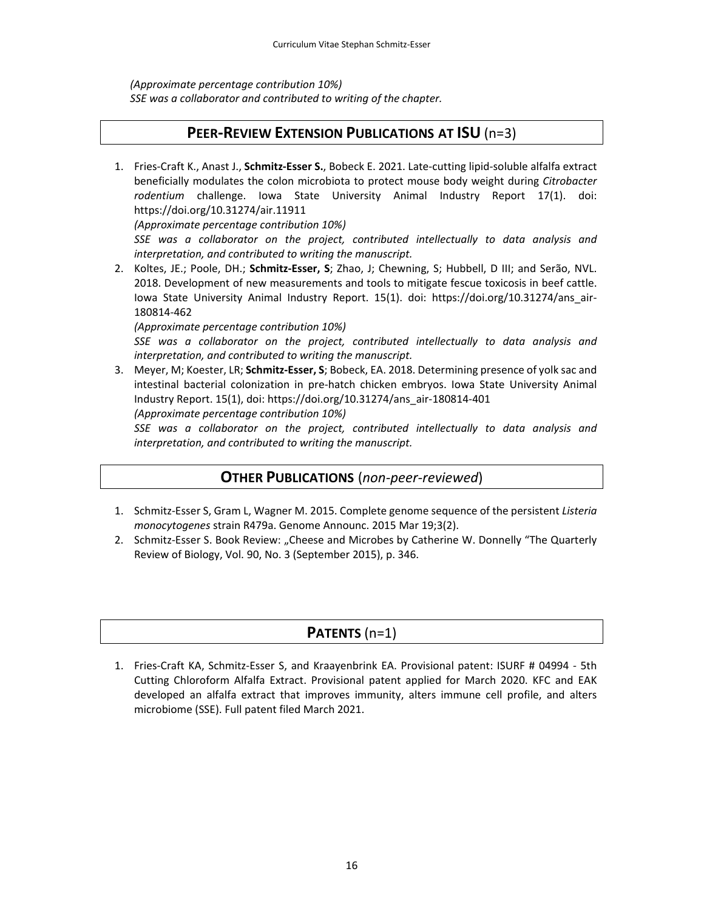*(Approximate percentage contribution 10%)*
*SSE was a collaborator and contributed to writing of the chapter.*

## **PEER-REVIEW EXTENSION PUBLICATIONS AT ISU** (n=3)

1. Fries-Craft K., Anast J., **Schmitz-Esser S.**, Bobeck E. 2021. Late-cutting lipid-soluble alfalfa extract beneficially modulates the colon microbiota to protect mouse body weight during *Citrobacter rodentium* challenge. Iowa State University Animal Industry Report 17(1). doi: https://doi.org/10.31274/air.11911
   *(Approximate percentage contribution 10%)*
   *SSE was a collaborator on the project, contributed intellectually to data analysis and interpretation, and contributed to writing the manuscript.*
2. Koltes, JE.; Poole, DH.; **Schmitz-Esser, S**; Zhao, J; Chewning, S; Hubbell, D III; and Serão, NVL. 2018. Development of new measurements and tools to mitigate fescue toxicosis in beef cattle. Iowa State University Animal Industry Report. 15(1). doi: https://doi.org/10.31274/ans_air-180814-462
   *(Approximate percentage contribution 10%)*
   *SSE was a collaborator on the project, contributed intellectually to data analysis and interpretation, and contributed to writing the manuscript.*
3. Meyer, M; Koester, LR; **Schmitz-Esser, S**; Bobeck, EA. 2018. Determining presence of yolk sac and intestinal bacterial colonization in pre-hatch chicken embryos. Iowa State University Animal Industry Report. 15(1), doi: https://doi.org/10.31274/ans_air-180814-401
   *(Approximate percentage contribution 10%)*
   *SSE was a collaborator on the project, contributed intellectually to data analysis and interpretation, and contributed to writing the manuscript.*

## **OTHER PUBLICATIONS** (*non-peer-reviewed*)

1. Schmitz-Esser S, Gram L, Wagner M. 2015. Complete genome sequence of the persistent *Listeria monocytogenes* strain R479a. Genome Announc. 2015 Mar 19;3(2).
2. Schmitz-Esser S. Book Review: „Cheese and Microbes by Catherine W. Donnelly "The Quarterly Review of Biology, Vol. 90, No. 3 (September 2015), p. 346.

## **PATENTS** (n=1)

1. Fries-Craft KA, Schmitz-Esser S, and Kraayenbrink EA. Provisional patent: ISURF # 04994 - 5th Cutting Chloroform Alfalfa Extract. Provisional patent applied for March 2020. KFC and EAK developed an alfalfa extract that improves immunity, alters immune cell profile, and alters microbiome (SSE). Full patent filed March 2021.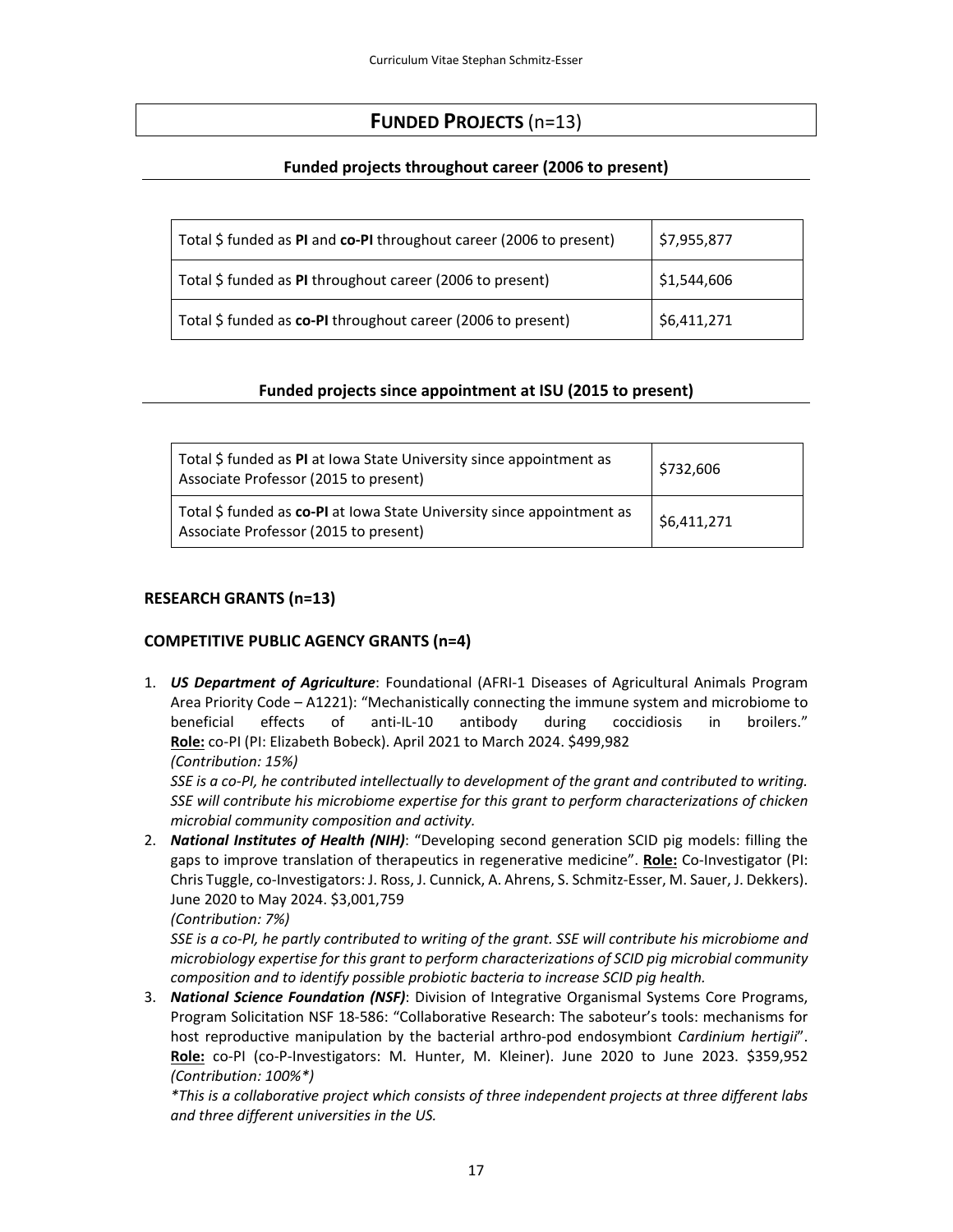# **FUNDED PROJECTS** (n=13)

## Funded projects throughout career (2006 to present)

| | |
|---|---|
| Total $ funded as **PI** and **co-PI** throughout career (2006 to present) | $7,955,877 |
| Total $ funded as **PI** throughout career (2006 to present) | $1,544,606 |
| Total $ funded as **co-PI** throughout career (2006 to present) | $6,411,271 |

## Funded projects since appointment at ISU (2015 to present)

| | |
|---|---|
| Total $ funded as **PI** at Iowa State University since appointment as Associate Professor (2015 to present) | $732,606 |
| Total $ funded as **co-PI** at Iowa State University since appointment as Associate Professor (2015 to present) | $6,411,271 |

### RESEARCH GRANTS (n=13)

### COMPETITIVE PUBLIC AGENCY GRANTS (n=4)

1. ***US Department of Agriculture***: Foundational (AFRI-1 Diseases of Agricultural Animals Program Area Priority Code – A1221): "Mechanistically connecting the immune system and microbiome to beneficial effects of anti-IL-10 antibody during coccidiosis in broilers." **Role:** co-PI (PI: Elizabeth Bobeck). April 2021 to March 2024. $499,982
   *(Contribution: 15%)*
   *SSE is a co-PI, he contributed intellectually to development of the grant and contributed to writing. SSE will contribute his microbiome expertise for this grant to perform characterizations of chicken microbial community composition and activity.*
2. ***National Institutes of Health (NIH)***: "Developing second generation SCID pig models: filling the gaps to improve translation of therapeutics in regenerative medicine". **Role:** Co-Investigator (PI: Chris Tuggle, co-Investigators: J. Ross, J. Cunnick, A. Ahrens, S. Schmitz-Esser, M. Sauer, J. Dekkers). June 2020 to May 2024. $3,001,759
   *(Contribution: 7%)*
   *SSE is a co-PI, he partly contributed to writing of the grant. SSE will contribute his microbiome and microbiology expertise for this grant to perform characterizations of SCID pig microbial community composition and to identify possible probiotic bacteria to increase SCID pig health.*
3. ***National Science Foundation (NSF)***: Division of Integrative Organismal Systems Core Programs, Program Solicitation NSF 18-586: "Collaborative Research: The saboteur's tools: mechanisms for host reproductive manipulation by the bacterial arthro-pod endosymbiont *Cardinium hertigii*". **Role:** co-PI (co-P-Investigators: M. Hunter, M. Kleiner). June 2020 to June 2023. $359,952
   *(Contribution: 100%\*)*
   *\*This is a collaborative project which consists of three independent projects at three different labs and three different universities in the US.*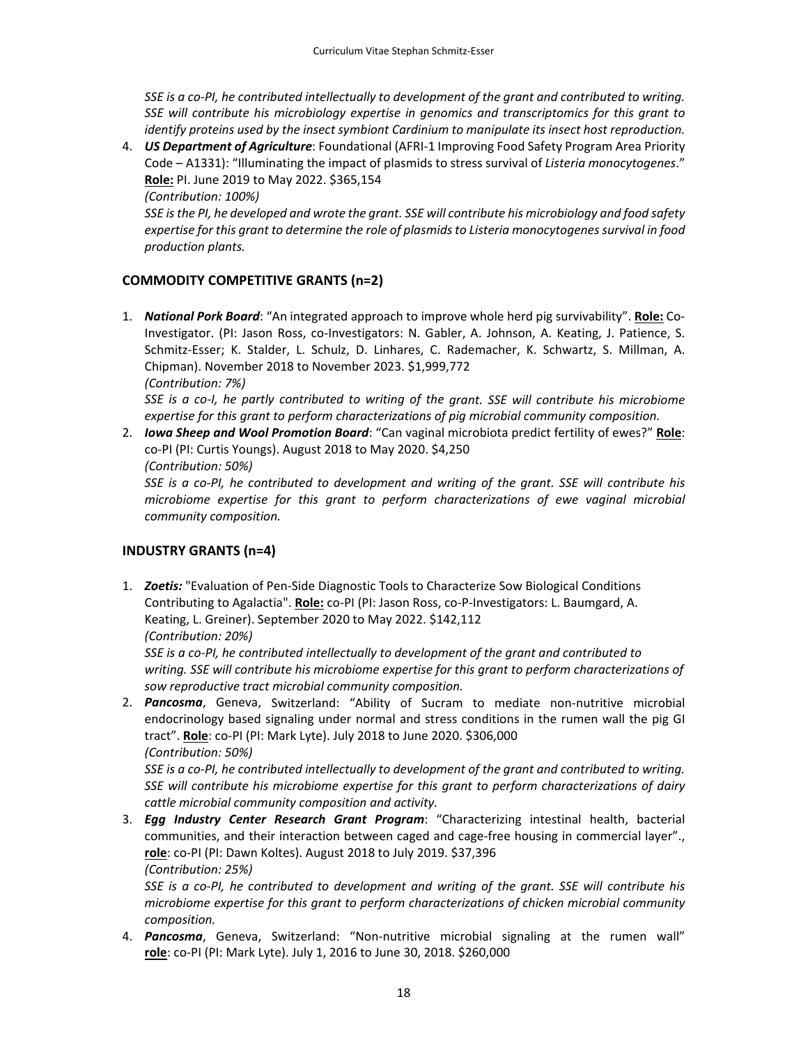*SSE is a co-PI, he contributed intellectually to development of the grant and contributed to writing. SSE will contribute his microbiology expertise in genomics and transcriptomics for this grant to identify proteins used by the insect symbiont Cardinium to manipulate its insect host reproduction.*

4. ***US Department of Agriculture***: Foundational (AFRI-1 Improving Food Safety Program Area Priority Code – A1331): "Illuminating the impact of plasmids to stress survival of *Listeria monocytogenes*." **Role:** PI. June 2019 to May 2022. $365,154
   *(Contribution: 100%)*
   *SSE is the PI, he developed and wrote the grant. SSE will contribute his microbiology and food safety expertise for this grant to determine the role of plasmids to Listeria monocytogenes survival in food production plants.*

## COMMODITY COMPETITIVE GRANTS (n=2)

1. ***National Pork Board***: "An integrated approach to improve whole herd pig survivability". **Role:** Co-Investigator. (PI: Jason Ross, co-Investigators: N. Gabler, A. Johnson, A. Keating, J. Patience, S. Schmitz-Esser; K. Stalder, L. Schulz, D. Linhares, C. Rademacher, K. Schwartz, S. Millman, A. Chipman). November 2018 to November 2023. $1,999,772
   *(Contribution: 7%)*
   *SSE is a co-I, he partly contributed to writing of the grant. SSE will contribute his microbiome expertise for this grant to perform characterizations of pig microbial community composition.*
2. ***Iowa Sheep and Wool Promotion Board***: "Can vaginal microbiota predict fertility of ewes?" **Role**: co-PI (PI: Curtis Youngs). August 2018 to May 2020. $4,250
   *(Contribution: 50%)*
   *SSE is a co-PI, he contributed to development and writing of the grant. SSE will contribute his microbiome expertise for this grant to perform characterizations of ewe vaginal microbial community composition.*

## INDUSTRY GRANTS (n=4)

1. ***Zoetis:*** "Evaluation of Pen-Side Diagnostic Tools to Characterize Sow Biological Conditions Contributing to Agalactia". **Role:** co-PI (PI: Jason Ross, co-P-Investigators: L. Baumgard, A. Keating, L. Greiner). September 2020 to May 2022. $142,112
   *(Contribution: 20%)*
   *SSE is a co-PI, he contributed intellectually to development of the grant and contributed to writing. SSE will contribute his microbiome expertise for this grant to perform characterizations of sow reproductive tract microbial community composition.*
2. ***Pancosma***, Geneva, Switzerland: "Ability of Sucram to mediate non-nutritive microbial endocrinology based signaling under normal and stress conditions in the rumen wall the pig GI tract". **Role**: co-PI (PI: Mark Lyte). July 2018 to June 2020. $306,000
   *(Contribution: 50%)*
   *SSE is a co-PI, he contributed intellectually to development of the grant and contributed to writing. SSE will contribute his microbiome expertise for this grant to perform characterizations of dairy cattle microbial community composition and activity.*
3. ***Egg Industry Center Research Grant Program***: "Characterizing intestinal health, bacterial communities, and their interaction between caged and cage-free housing in commercial layer"., **role**: co-PI (PI: Dawn Koltes). August 2018 to July 2019. $37,396
   *(Contribution: 25%)*
   *SSE is a co-PI, he contributed to development and writing of the grant. SSE will contribute his microbiome expertise for this grant to perform characterizations of chicken microbial community composition.*
4. ***Pancosma***, Geneva, Switzerland: "Non-nutritive microbial signaling at the rumen wall" **role**: co-PI (PI: Mark Lyte). July 1, 2016 to June 30, 2018. $260,000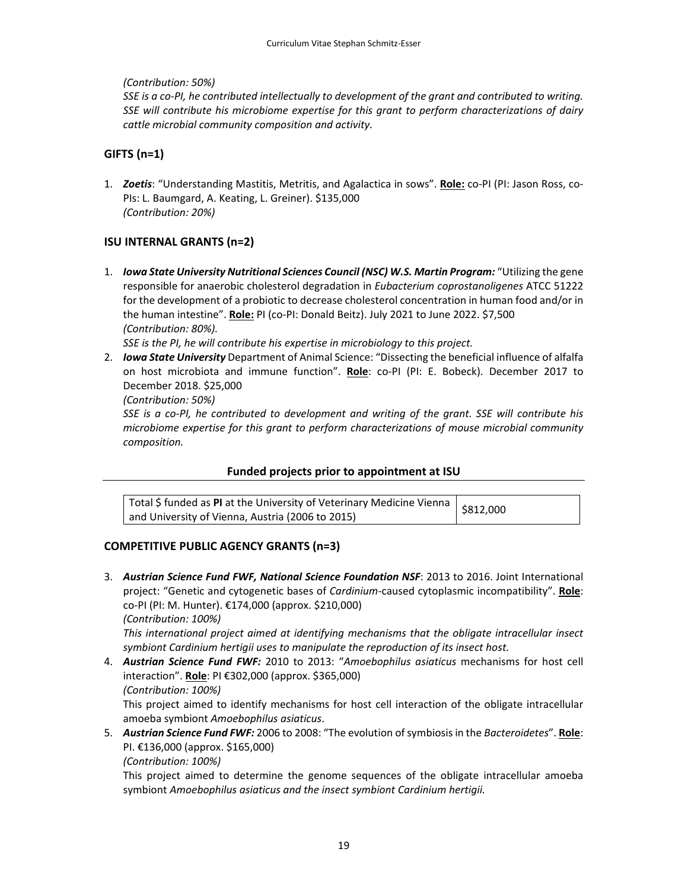*(Contribution: 50%)*
*SSE is a co-PI, he contributed intellectually to development of the grant and contributed to writing. SSE will contribute his microbiome expertise for this grant to perform characterizations of dairy cattle microbial community composition and activity.*

### GIFTS (n=1)

1. ***Zoetis***: "Understanding Mastitis, Metritis, and Agalactica in sows". **Role:** co-PI (PI: Jason Ross, co-PIs: L. Baumgard, A. Keating, L. Greiner). $135,000
*(Contribution: 20%)*

### ISU INTERNAL GRANTS (n=2)

1. ***Iowa State University Nutritional Sciences Council (NSC) W.S. Martin Program:*** "Utilizing the gene responsible for anaerobic cholesterol degradation in *Eubacterium coprostanoligenes* ATCC 51222 for the development of a probiotic to decrease cholesterol concentration in human food and/or in the human intestine". **Role:** PI (co-PI: Donald Beitz). July 2021 to June 2022. $7,500
*(Contribution: 80%).*
*SSE is the PI, he will contribute his expertise in microbiology to this project.*
2. ***Iowa State University*** Department of Animal Science: "Dissecting the beneficial influence of alfalfa on host microbiota and immune function". **Role**: co-PI (PI: E. Bobeck). December 2017 to December 2018. $25,000
*(Contribution: 50%)*
*SSE is a co-PI, he contributed to development and writing of the grant. SSE will contribute his microbiome expertise for this grant to perform characterizations of mouse microbial community composition.*

## Funded projects prior to appointment at ISU

| Total $ funded as **PI** at the University of Veterinary Medicine Vienna and University of Vienna, Austria (2006 to 2015) | $812,000 |
|---|---|

### COMPETITIVE PUBLIC AGENCY GRANTS (n=3)

3. ***Austrian Science Fund FWF, National Science Foundation NSF***: 2013 to 2016. Joint International project: "Genetic and cytogenetic bases of *Cardinium*-caused cytoplasmic incompatibility". **Role**: co-PI (PI: M. Hunter). €174,000 (approx. $210,000)
*(Contribution: 100%)*
*This international project aimed at identifying mechanisms that the obligate intracellular insect symbiont Cardinium hertigii uses to manipulate the reproduction of its insect host.*
4. ***Austrian Science Fund FWF:*** 2010 to 2013: "*Amoebophilus asiaticus* mechanisms for host cell interaction". **Role**: PI €302,000 (approx. $365,000)
*(Contribution: 100%)*
This project aimed to identify mechanisms for host cell interaction of the obligate intracellular amoeba symbiont *Amoebophilus asiaticus*.
5. ***Austrian Science Fund FWF:*** 2006 to 2008: "The evolution of symbiosis in the *Bacteroidetes*". **Role**: PI. €136,000 (approx. $165,000)
*(Contribution: 100%)*
This project aimed to determine the genome sequences of the obligate intracellular amoeba symbiont *Amoebophilus asiaticus and the insect symbiont Cardinium hertigii.*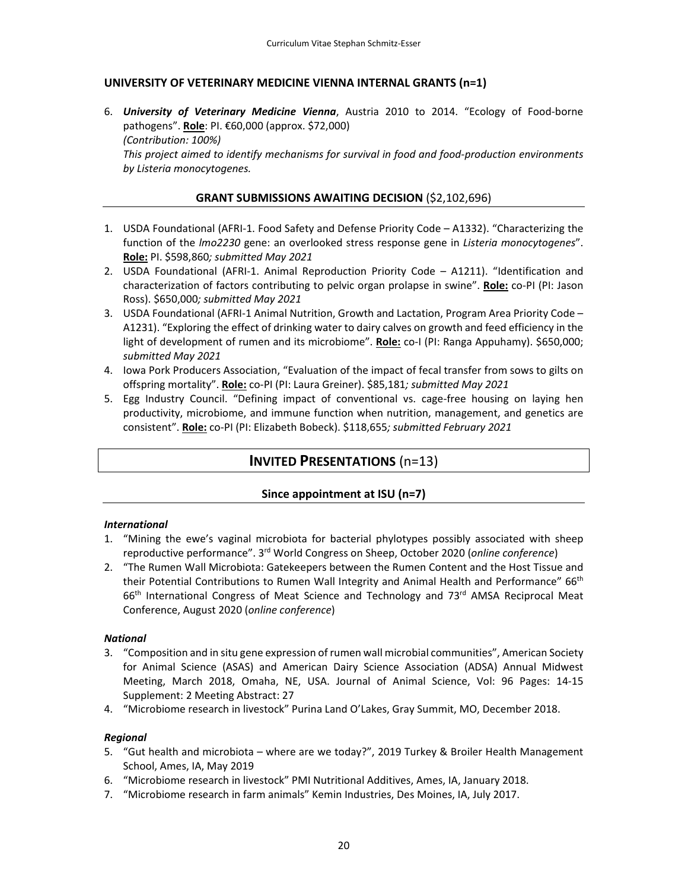### UNIVERSITY OF VETERINARY MEDICINE VIENNA INTERNAL GRANTS (n=1)

6. ***University of Veterinary Medicine Vienna***, Austria 2010 to 2014. "Ecology of Food-borne pathogens". **Role**: PI. €60,000 (approx. $72,000)
   *(Contribution: 100%)*
   *This project aimed to identify mechanisms for survival in food and food-production environments by Listeria monocytogenes.*

### GRANT SUBMISSIONS AWAITING DECISION ($2,102,696)

1. USDA Foundational (AFRI-1. Food Safety and Defense Priority Code – A1332). "Characterizing the function of the *lmo2230* gene: an overlooked stress response gene in *Listeria monocytogenes*". **Role:** PI. $598,860*; submitted May 2021*
2. USDA Foundational (AFRI-1. Animal Reproduction Priority Code – A1211). "Identification and characterization of factors contributing to pelvic organ prolapse in swine". **Role:** co-PI (PI: Jason Ross). $650,000*; submitted May 2021*
3. USDA Foundational (AFRI-1 Animal Nutrition, Growth and Lactation, Program Area Priority Code – A1231). "Exploring the effect of drinking water to dairy calves on growth and feed efficiency in the light of development of rumen and its microbiome". **Role:** co-I (PI: Ranga Appuhamy). $650,000; *submitted May 2021*
4. Iowa Pork Producers Association, "Evaluation of the impact of fecal transfer from sows to gilts on offspring mortality". **Role:** co-PI (PI: Laura Greiner). $85,181*; submitted May 2021*
5. Egg Industry Council. "Defining impact of conventional vs. cage-free housing on laying hen productivity, microbiome, and immune function when nutrition, management, and genetics are consistent". **Role:** co-PI (PI: Elizabeth Bobeck). $118,655*; submitted February 2021*

## INVITED PRESENTATIONS (n=13)

### Since appointment at ISU (n=7)

***International***

1. "Mining the ewe's vaginal microbiota for bacterial phylotypes possibly associated with sheep reproductive performance". 3rd World Congress on Sheep, October 2020 (*online conference*)
2. "The Rumen Wall Microbiota: Gatekeepers between the Rumen Content and the Host Tissue and their Potential Contributions to Rumen Wall Integrity and Animal Health and Performance" 66th 66th International Congress of Meat Science and Technology and 73rd AMSA Reciprocal Meat Conference, August 2020 (*online conference*)

***National***

3. "Composition and in situ gene expression of rumen wall microbial communities", American Society for Animal Science (ASAS) and American Dairy Science Association (ADSA) Annual Midwest Meeting, March 2018, Omaha, NE, USA. Journal of Animal Science, Vol: 96 Pages: 14-15 Supplement: 2 Meeting Abstract: 27
4. "Microbiome research in livestock" Purina Land O'Lakes, Gray Summit, MO, December 2018.

***Regional***

5. "Gut health and microbiota – where are we today?", 2019 Turkey & Broiler Health Management School, Ames, IA, May 2019
6. "Microbiome research in livestock" PMI Nutritional Additives, Ames, IA, January 2018.
7. "Microbiome research in farm animals" Kemin Industries, Des Moines, IA, July 2017.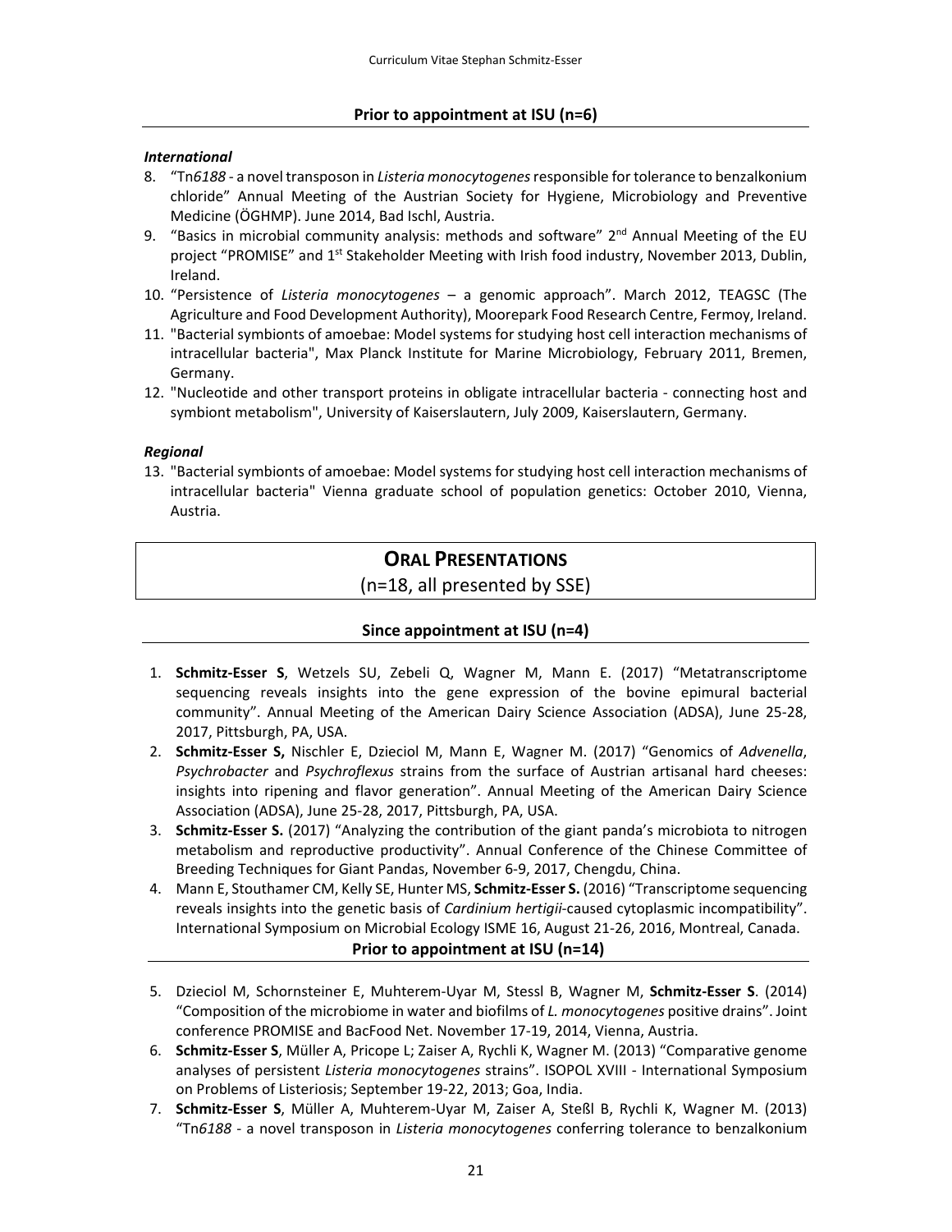### Prior to appointment at ISU (n=6)

***International***

8. "Tn*6188* - a novel transposon in *Listeria monocytogenes* responsible for tolerance to benzalkonium chloride" Annual Meeting of the Austrian Society for Hygiene, Microbiology and Preventive Medicine (ÖGHMP). June 2014, Bad Ischl, Austria.
9. "Basics in microbial community analysis: methods and software" 2nd Annual Meeting of the EU project "PROMISE" and 1st Stakeholder Meeting with Irish food industry, November 2013, Dublin, Ireland.
10. "Persistence of *Listeria monocytogenes* – a genomic approach". March 2012, TEAGSC (The Agriculture and Food Development Authority), Moorepark Food Research Centre, Fermoy, Ireland.
11. "Bacterial symbionts of amoebae: Model systems for studying host cell interaction mechanisms of intracellular bacteria", Max Planck Institute for Marine Microbiology, February 2011, Bremen, Germany.
12. "Nucleotide and other transport proteins in obligate intracellular bacteria - connecting host and symbiont metabolism", University of Kaiserslautern, July 2009, Kaiserslautern, Germany.

***Regional***

13. "Bacterial symbionts of amoebae: Model systems for studying host cell interaction mechanisms of intracellular bacteria" Vienna graduate school of population genetics: October 2010, Vienna, Austria.

## ORAL PRESENTATIONS

(n=18, all presented by SSE)

### Since appointment at ISU (n=4)

1. **Schmitz-Esser S**, Wetzels SU, Zebeli Q, Wagner M, Mann E. (2017) "Metatranscriptome sequencing reveals insights into the gene expression of the bovine epimural bacterial community". Annual Meeting of the American Dairy Science Association (ADSA), June 25-28, 2017, Pittsburgh, PA, USA.
2. **Schmitz-Esser S,** Nischler E, Dzieciol M, Mann E, Wagner M. (2017) "Genomics of *Advenella*, *Psychrobacter* and *Psychroflexus* strains from the surface of Austrian artisanal hard cheeses: insights into ripening and flavor generation". Annual Meeting of the American Dairy Science Association (ADSA), June 25-28, 2017, Pittsburgh, PA, USA.
3. **Schmitz-Esser S.** (2017) "Analyzing the contribution of the giant panda's microbiota to nitrogen metabolism and reproductive productivity". Annual Conference of the Chinese Committee of Breeding Techniques for Giant Pandas, November 6-9, 2017, Chengdu, China.
4. Mann E, Stouthamer CM, Kelly SE, Hunter MS, **Schmitz-Esser S.** (2016) "Transcriptome sequencing reveals insights into the genetic basis of *Cardinium hertigii*-caused cytoplasmic incompatibility". International Symposium on Microbial Ecology ISME 16, August 21-26, 2016, Montreal, Canada.

### Prior to appointment at ISU (n=14)

5. Dzieciol M, Schornsteiner E, Muhterem-Uyar M, Stessl B, Wagner M, **Schmitz-Esser S**. (2014) "Composition of the microbiome in water and biofilms of *L. monocytogenes* positive drains". Joint conference PROMISE and BacFood Net. November 17-19, 2014, Vienna, Austria.
6. **Schmitz-Esser S**, Müller A, Pricope L; Zaiser A, Rychli K, Wagner M. (2013) "Comparative genome analyses of persistent *Listeria monocytogenes* strains". ISOPOL XVIII - International Symposium on Problems of Listeriosis; September 19-22, 2013; Goa, India.
7. **Schmitz-Esser S**, Müller A, Muhterem-Uyar M, Zaiser A, Steßl B, Rychli K, Wagner M. (2013) "Tn*6188* - a novel transposon in *Listeria monocytogenes* conferring tolerance to benzalkonium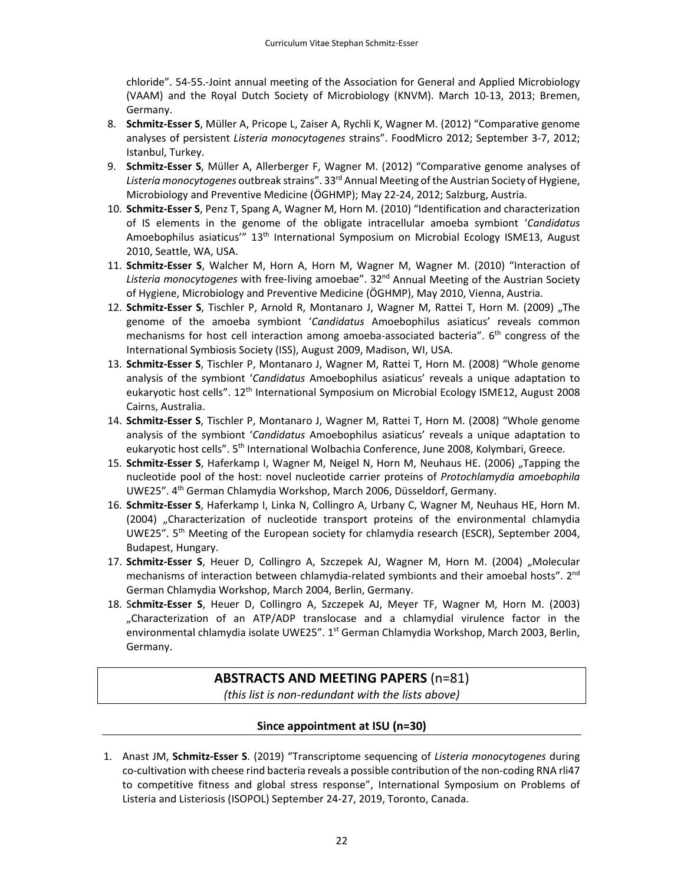chloride". 54-55.-Joint annual meeting of the Association for General and Applied Microbiology (VAAM) and the Royal Dutch Society of Microbiology (KNVM). March 10-13, 2013; Bremen, Germany.

8. **Schmitz-Esser S**, Müller A, Pricope L, Zaiser A, Rychli K, Wagner M. (2012) "Comparative genome analyses of persistent *Listeria monocytogenes* strains". FoodMicro 2012; September 3-7, 2012; Istanbul, Turkey.
9. **Schmitz-Esser S**, Müller A, Allerberger F, Wagner M. (2012) "Comparative genome analyses of *Listeria monocytogenes* outbreak strains". 33rd Annual Meeting of the Austrian Society of Hygiene, Microbiology and Preventive Medicine (ÖGHMP); May 22-24, 2012; Salzburg, Austria.
10. **Schmitz-Esser S**, Penz T, Spang A, Wagner M, Horn M. (2010) "Identification and characterization of IS elements in the genome of the obligate intracellular amoeba symbiont '*Candidatus* Amoebophilus asiaticus'" 13th International Symposium on Microbial Ecology ISME13, August 2010, Seattle, WA, USA.
11. **Schmitz-Esser S**, Walcher M, Horn A, Horn M, Wagner M, Wagner M. (2010) "Interaction of *Listeria monocytogenes* with free-living amoebae". 32nd Annual Meeting of the Austrian Society of Hygiene, Microbiology and Preventive Medicine (ÖGHMP), May 2010, Vienna, Austria.
12. **Schmitz-Esser S**, Tischler P, Arnold R, Montanaro J, Wagner M, Rattei T, Horn M. (2009) „The genome of the amoeba symbiont '*Candidatus* Amoebophilus asiaticus' reveals common mechanisms for host cell interaction among amoeba-associated bacteria". 6th congress of the International Symbiosis Society (ISS), August 2009, Madison, WI, USA.
13. **Schmitz-Esser S**, Tischler P, Montanaro J, Wagner M, Rattei T, Horn M. (2008) "Whole genome analysis of the symbiont '*Candidatus* Amoebophilus asiaticus' reveals a unique adaptation to eukaryotic host cells". 12th International Symposium on Microbial Ecology ISME12, August 2008 Cairns, Australia.
14. **Schmitz-Esser S**, Tischler P, Montanaro J, Wagner M, Rattei T, Horn M. (2008) "Whole genome analysis of the symbiont '*Candidatus* Amoebophilus asiaticus' reveals a unique adaptation to eukaryotic host cells". 5th International Wolbachia Conference, June 2008, Kolymbari, Greece.
15. **Schmitz-Esser S**, Haferkamp I, Wagner M, Neigel N, Horn M, Neuhaus HE. (2006) „Tapping the nucleotide pool of the host: novel nucleotide carrier proteins of *Protochlamydia amoebophila* UWE25". 4th German Chlamydia Workshop, March 2006, Düsseldorf, Germany.
16. **Schmitz-Esser S**, Haferkamp I, Linka N, Collingro A, Urbany C, Wagner M, Neuhaus HE, Horn M. (2004) „Characterization of nucleotide transport proteins of the environmental chlamydia UWE25". 5th Meeting of the European society for chlamydia research (ESCR), September 2004, Budapest, Hungary.
17. **Schmitz-Esser S**, Heuer D, Collingro A, Szczepek AJ, Wagner M, Horn M. (2004) „Molecular mechanisms of interaction between chlamydia-related symbionts and their amoebal hosts". 2nd German Chlamydia Workshop, March 2004, Berlin, Germany.
18. S**chmitz-Esser S**, Heuer D, Collingro A, Szczepek AJ, Meyer TF, Wagner M, Horn M. (2003) „Characterization of an ATP/ADP translocase and a chlamydial virulence factor in the environmental chlamydia isolate UWE25". 1st German Chlamydia Workshop, March 2003, Berlin, Germany.

## ABSTRACTS AND MEETING PAPERS (n=81)

*(this list is non-redundant with the lists above)*

### Since appointment at ISU (n=30)

1. Anast JM, **Schmitz-Esser S**. (2019) "Transcriptome sequencing of *Listeria monocytogenes* during co-cultivation with cheese rind bacteria reveals a possible contribution of the non-coding RNA rli47 to competitive fitness and global stress response", International Symposium on Problems of Listeria and Listeriosis (ISOPOL) September 24-27, 2019, Toronto, Canada.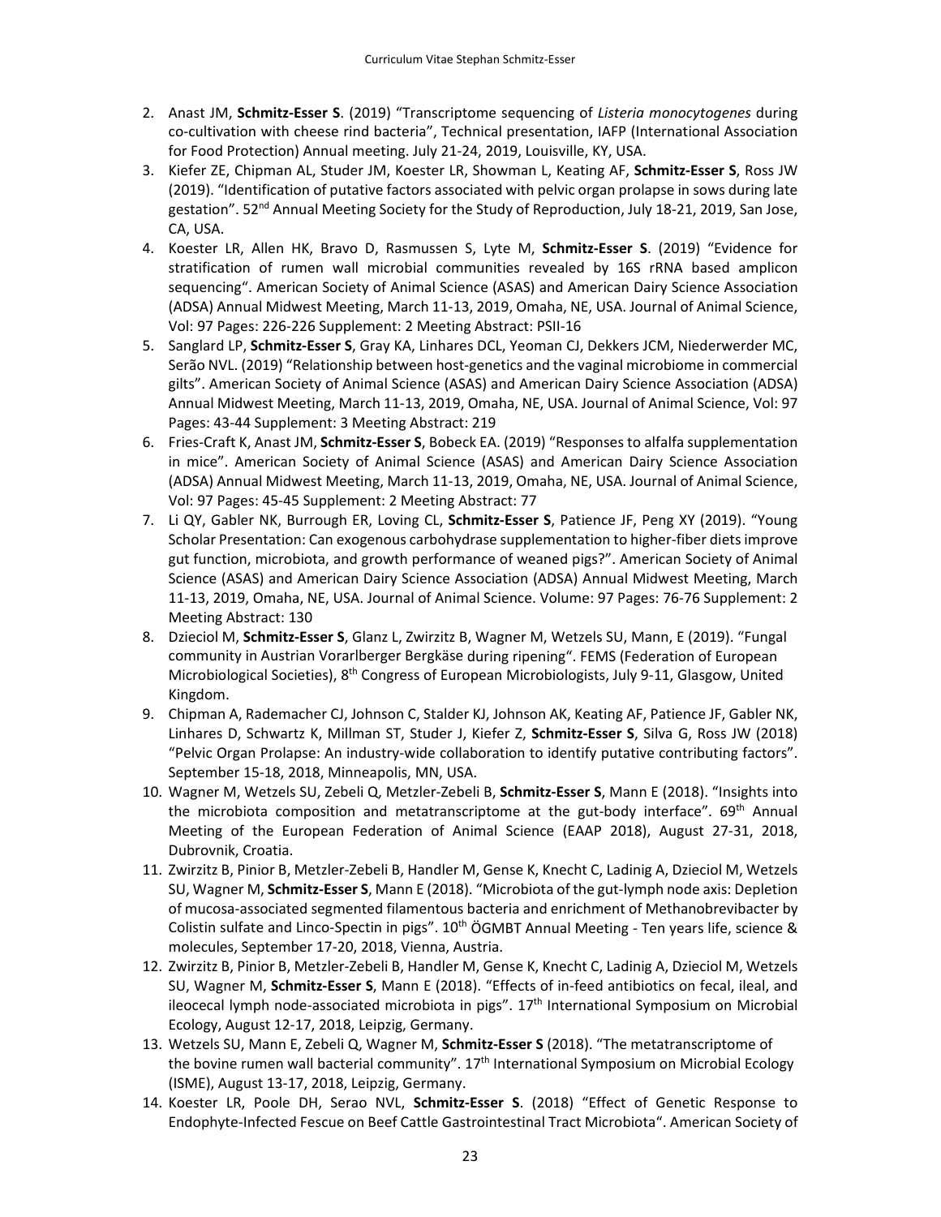2. Anast JM, **Schmitz-Esser S**. (2019) "Transcriptome sequencing of *Listeria monocytogenes* during co-cultivation with cheese rind bacteria", Technical presentation, IAFP (International Association for Food Protection) Annual meeting. July 21-24, 2019, Louisville, KY, USA.
3. Kiefer ZE, Chipman AL, Studer JM, Koester LR, Showman L, Keating AF, **Schmitz-Esser S**, Ross JW (2019). "Identification of putative factors associated with pelvic organ prolapse in sows during late gestation". 52nd Annual Meeting Society for the Study of Reproduction, July 18-21, 2019, San Jose, CA, USA.
4. Koester LR, Allen HK, Bravo D, Rasmussen S, Lyte M, **Schmitz-Esser S**. (2019) "Evidence for stratification of rumen wall microbial communities revealed by 16S rRNA based amplicon sequencing". American Society of Animal Science (ASAS) and American Dairy Science Association (ADSA) Annual Midwest Meeting, March 11-13, 2019, Omaha, NE, USA. Journal of Animal Science, Vol: 97 Pages: 226-226 Supplement: 2 Meeting Abstract: PSII-16
5. Sanglard LP, **Schmitz-Esser S**, Gray KA, Linhares DCL, Yeoman CJ, Dekkers JCM, Niederwerder MC, Serão NVL. (2019) "Relationship between host-genetics and the vaginal microbiome in commercial gilts". American Society of Animal Science (ASAS) and American Dairy Science Association (ADSA) Annual Midwest Meeting, March 11-13, 2019, Omaha, NE, USA. Journal of Animal Science, Vol: 97 Pages: 43-44 Supplement: 3 Meeting Abstract: 219
6. Fries-Craft K, Anast JM, **Schmitz-Esser S**, Bobeck EA. (2019) "Responses to alfalfa supplementation in mice". American Society of Animal Science (ASAS) and American Dairy Science Association (ADSA) Annual Midwest Meeting, March 11-13, 2019, Omaha, NE, USA. Journal of Animal Science, Vol: 97 Pages: 45-45 Supplement: 2 Meeting Abstract: 77
7. Li QY, Gabler NK, Burrough ER, Loving CL, **Schmitz-Esser S**, Patience JF, Peng XY (2019). "Young Scholar Presentation: Can exogenous carbohydrase supplementation to higher-fiber diets improve gut function, microbiota, and growth performance of weaned pigs?". American Society of Animal Science (ASAS) and American Dairy Science Association (ADSA) Annual Midwest Meeting, March 11-13, 2019, Omaha, NE, USA. Journal of Animal Science. Volume: 97 Pages: 76-76 Supplement: 2 Meeting Abstract: 130
8. Dzieciol M, **Schmitz-Esser S**, Glanz L, Zwirzitz B, Wagner M, Wetzels SU, Mann, E (2019). "Fungal community in Austrian Vorarlberger Bergkäse during ripening". FEMS (Federation of European Microbiological Societies), 8th Congress of European Microbiologists, July 9-11, Glasgow, United Kingdom.
9. Chipman A, Rademacher CJ, Johnson C, Stalder KJ, Johnson AK, Keating AF, Patience JF, Gabler NK, Linhares D, Schwartz K, Millman ST, Studer J, Kiefer Z, **Schmitz-Esser S**, Silva G, Ross JW (2018) "Pelvic Organ Prolapse: An industry-wide collaboration to identify putative contributing factors". September 15-18, 2018, Minneapolis, MN, USA.
10. Wagner M, Wetzels SU, Zebeli Q, Metzler-Zebeli B, **Schmitz-Esser S**, Mann E (2018). "Insights into the microbiota composition and metatranscriptome at the gut-body interface". 69th Annual Meeting of the European Federation of Animal Science (EAAP 2018), August 27-31, 2018, Dubrovnik, Croatia.
11. Zwirzitz B, Pinior B, Metzler-Zebeli B, Handler M, Gense K, Knecht C, Ladinig A, Dzieciol M, Wetzels SU, Wagner M, **Schmitz-Esser S**, Mann E (2018). "Microbiota of the gut-lymph node axis: Depletion of mucosa-associated segmented filamentous bacteria and enrichment of Methanobrevibacter by Colistin sulfate and Linco-Spectin in pigs". 10th ÖGMBT Annual Meeting - Ten years life, science & molecules, September 17-20, 2018, Vienna, Austria.
12. Zwirzitz B, Pinior B, Metzler-Zebeli B, Handler M, Gense K, Knecht C, Ladinig A, Dzieciol M, Wetzels SU, Wagner M, **Schmitz-Esser S**, Mann E (2018). "Effects of in-feed antibiotics on fecal, ileal, and ileocecal lymph node-associated microbiota in pigs". 17th International Symposium on Microbial Ecology, August 12-17, 2018, Leipzig, Germany.
13. Wetzels SU, Mann E, Zebeli Q, Wagner M, **Schmitz-Esser S** (2018). "The metatranscriptome of the bovine rumen wall bacterial community". 17th International Symposium on Microbial Ecology (ISME), August 13-17, 2018, Leipzig, Germany.
14. Koester LR, Poole DH, Serao NVL, **Schmitz-Esser S**. (2018) "Effect of Genetic Response to Endophyte-Infected Fescue on Beef Cattle Gastrointestinal Tract Microbiota". American Society of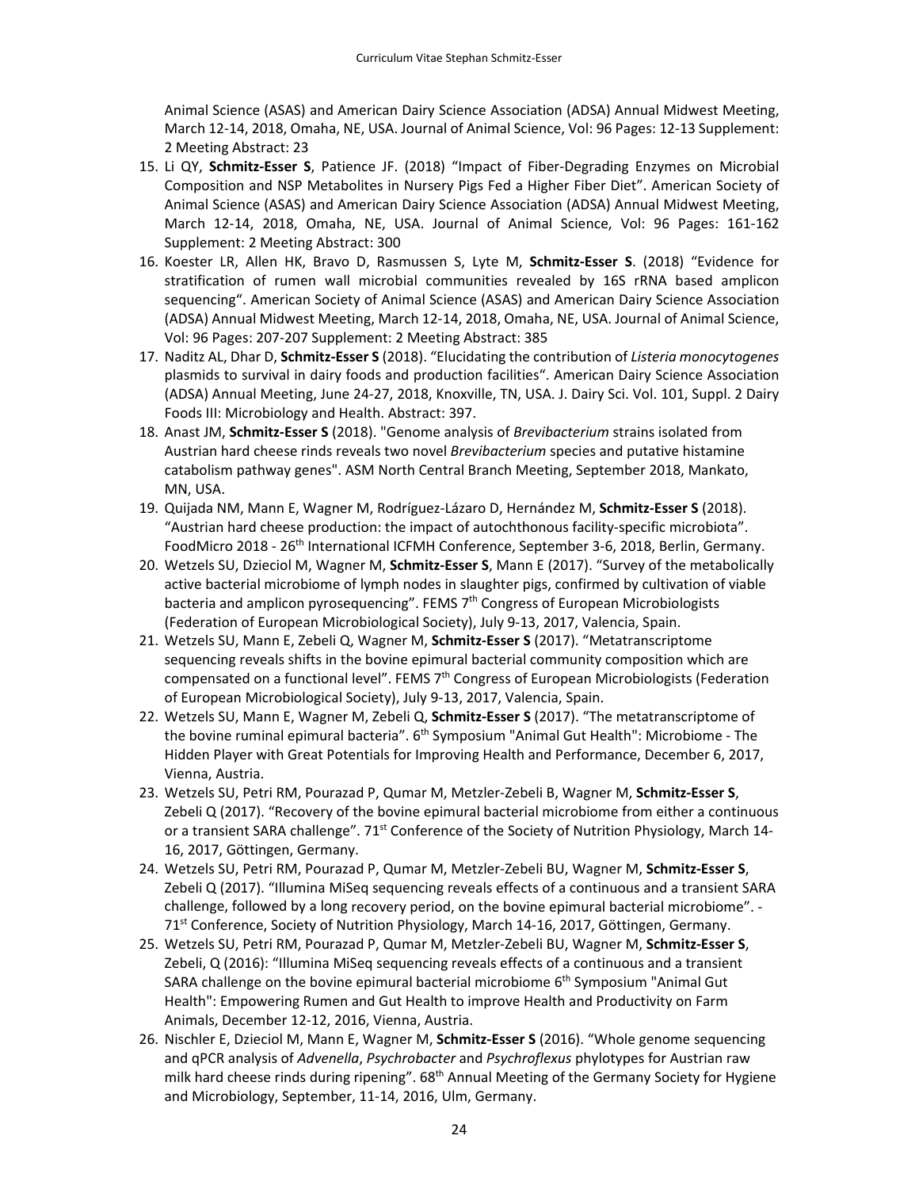Animal Science (ASAS) and American Dairy Science Association (ADSA) Annual Midwest Meeting, March 12-14, 2018, Omaha, NE, USA. Journal of Animal Science, Vol: 96 Pages: 12-13 Supplement: 2 Meeting Abstract: 23

15. Li QY, **Schmitz-Esser S**, Patience JF. (2018) "Impact of Fiber-Degrading Enzymes on Microbial Composition and NSP Metabolites in Nursery Pigs Fed a Higher Fiber Diet". American Society of Animal Science (ASAS) and American Dairy Science Association (ADSA) Annual Midwest Meeting, March 12-14, 2018, Omaha, NE, USA. Journal of Animal Science, Vol: 96 Pages: 161-162 Supplement: 2 Meeting Abstract: 300
16. Koester LR, Allen HK, Bravo D, Rasmussen S, Lyte M, **Schmitz-Esser S**. (2018) "Evidence for stratification of rumen wall microbial communities revealed by 16S rRNA based amplicon sequencing". American Society of Animal Science (ASAS) and American Dairy Science Association (ADSA) Annual Midwest Meeting, March 12-14, 2018, Omaha, NE, USA. Journal of Animal Science, Vol: 96 Pages: 207-207 Supplement: 2 Meeting Abstract: 385
17. Naditz AL, Dhar D, **Schmitz-Esser S** (2018). "Elucidating the contribution of *Listeria monocytogenes* plasmids to survival in dairy foods and production facilities". American Dairy Science Association (ADSA) Annual Meeting, June 24-27, 2018, Knoxville, TN, USA. J. Dairy Sci. Vol. 101, Suppl. 2 Dairy Foods III: Microbiology and Health. Abstract: 397.
18. Anast JM, **Schmitz-Esser S** (2018). "Genome analysis of *Brevibacterium* strains isolated from Austrian hard cheese rinds reveals two novel *Brevibacterium* species and putative histamine catabolism pathway genes". ASM North Central Branch Meeting, September 2018, Mankato, MN, USA.
19. Quijada NM, Mann E, Wagner M, Rodríguez-Lázaro D, Hernández M, **Schmitz-Esser S** (2018). "Austrian hard cheese production: the impact of autochthonous facility-specific microbiota". FoodMicro 2018 - 26th International ICFMH Conference, September 3-6, 2018, Berlin, Germany.
20. Wetzels SU, Dzieciol M, Wagner M, **Schmitz-Esser S**, Mann E (2017). "Survey of the metabolically active bacterial microbiome of lymph nodes in slaughter pigs, confirmed by cultivation of viable bacteria and amplicon pyrosequencing". FEMS 7th Congress of European Microbiologists (Federation of European Microbiological Society), July 9-13, 2017, Valencia, Spain.
21. Wetzels SU, Mann E, Zebeli Q, Wagner M, **Schmitz-Esser S** (2017). "Metatranscriptome sequencing reveals shifts in the bovine epimural bacterial community composition which are compensated on a functional level". FEMS 7th Congress of European Microbiologists (Federation of European Microbiological Society), July 9-13, 2017, Valencia, Spain.
22. Wetzels SU, Mann E, Wagner M, Zebeli Q, **Schmitz-Esser S** (2017). "The metatranscriptome of the bovine ruminal epimural bacteria". 6th Symposium "Animal Gut Health": Microbiome - The Hidden Player with Great Potentials for Improving Health and Performance, December 6, 2017, Vienna, Austria.
23. Wetzels SU, Petri RM, Pourazad P, Qumar M, Metzler-Zebeli B, Wagner M, **Schmitz-Esser S**, Zebeli Q (2017). "Recovery of the bovine epimural bacterial microbiome from either a continuous or a transient SARA challenge". 71st Conference of the Society of Nutrition Physiology, March 14-16, 2017, Göttingen, Germany.
24. Wetzels SU, Petri RM, Pourazad P, Qumar M, Metzler-Zebeli BU, Wagner M, **Schmitz-Esser S**, Zebeli Q (2017). "Illumina MiSeq sequencing reveals effects of a continuous and a transient SARA challenge, followed by a long recovery period, on the bovine epimural bacterial microbiome". - 71st Conference, Society of Nutrition Physiology, March 14-16, 2017, Göttingen, Germany.
25. Wetzels SU, Petri RM, Pourazad P, Qumar M, Metzler-Zebeli BU, Wagner M, **Schmitz-Esser S**, Zebeli, Q (2016): "Illumina MiSeq sequencing reveals effects of a continuous and a transient SARA challenge on the bovine epimural bacterial microbiome 6th Symposium "Animal Gut Health": Empowering Rumen and Gut Health to improve Health and Productivity on Farm Animals, December 12-12, 2016, Vienna, Austria.
26. Nischler E, Dzieciol M, Mann E, Wagner M, **Schmitz-Esser S** (2016). "Whole genome sequencing and qPCR analysis of *Advenella*, *Psychrobacter* and *Psychroflexus* phylotypes for Austrian raw milk hard cheese rinds during ripening". 68th Annual Meeting of the Germany Society for Hygiene and Microbiology, September, 11-14, 2016, Ulm, Germany.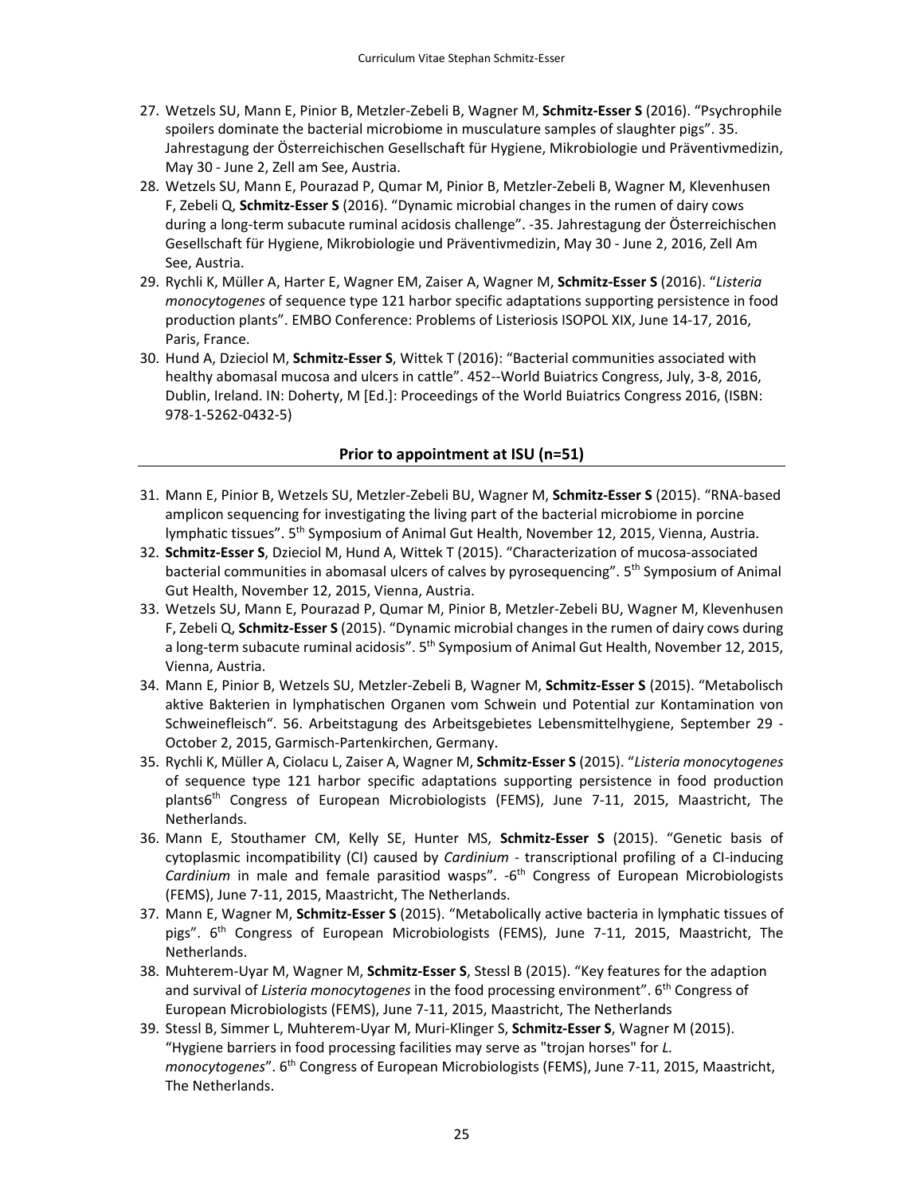27. Wetzels SU, Mann E, Pinior B, Metzler-Zebeli B, Wagner M, **Schmitz-Esser S** (2016). "Psychrophile spoilers dominate the bacterial microbiome in musculature samples of slaughter pigs". 35. Jahrestagung der Österreichischen Gesellschaft für Hygiene, Mikrobiologie und Präventivmedizin, May 30 - June 2, Zell am See, Austria.
28. Wetzels SU, Mann E, Pourazad P, Qumar M, Pinior B, Metzler-Zebeli B, Wagner M, Klevenhusen F, Zebeli Q, **Schmitz-Esser S** (2016). "Dynamic microbial changes in the rumen of dairy cows during a long-term subacute ruminal acidosis challenge". -35. Jahrestagung der Österreichischen Gesellschaft für Hygiene, Mikrobiologie und Präventivmedizin, May 30 - June 2, 2016, Zell Am See, Austria.
29. Rychli K, Müller A, Harter E, Wagner EM, Zaiser A, Wagner M, **Schmitz-Esser S** (2016). "*Listeria monocytogenes* of sequence type 121 harbor specific adaptations supporting persistence in food production plants". EMBO Conference: Problems of Listeriosis ISOPOL XIX, June 14-17, 2016, Paris, France.
30. Hund A, Dzieciol M, **Schmitz-Esser S**, Wittek T (2016): "Bacterial communities associated with healthy abomasal mucosa and ulcers in cattle". 452--World Buiatrics Congress, July, 3-8, 2016, Dublin, Ireland. IN: Doherty, M [Ed.]: Proceedings of the World Buiatrics Congress 2016, (ISBN: 978-1-5262-0432-5)

## Prior to appointment at ISU (n=51)

31. Mann E, Pinior B, Wetzels SU, Metzler-Zebeli BU, Wagner M, **Schmitz-Esser S** (2015). "RNA-based amplicon sequencing for investigating the living part of the bacterial microbiome in porcine lymphatic tissues". 5th Symposium of Animal Gut Health, November 12, 2015, Vienna, Austria.
32. **Schmitz-Esser S**, Dzieciol M, Hund A, Wittek T (2015). "Characterization of mucosa-associated bacterial communities in abomasal ulcers of calves by pyrosequencing". 5th Symposium of Animal Gut Health, November 12, 2015, Vienna, Austria.
33. Wetzels SU, Mann E, Pourazad P, Qumar M, Pinior B, Metzler-Zebeli BU, Wagner M, Klevenhusen F, Zebeli Q, **Schmitz-Esser S** (2015). "Dynamic microbial changes in the rumen of dairy cows during a long-term subacute ruminal acidosis". 5th Symposium of Animal Gut Health, November 12, 2015, Vienna, Austria.
34. Mann E, Pinior B, Wetzels SU, Metzler-Zebeli B, Wagner M, **Schmitz-Esser S** (2015). "Metabolisch aktive Bakterien in lymphatischen Organen vom Schwein und Potential zur Kontamination von Schweinefleisch". 56. Arbeitstagung des Arbeitsgebietes Lebensmittelhygiene, September 29 - October 2, 2015, Garmisch-Partenkirchen, Germany.
35. Rychli K, Müller A, Ciolacu L, Zaiser A, Wagner M, **Schmitz-Esser S** (2015). "*Listeria monocytogenes* of sequence type 121 harbor specific adaptations supporting persistence in food production plants6th Congress of European Microbiologists (FEMS), June 7-11, 2015, Maastricht, The Netherlands.
36. Mann E, Stouthamer CM, Kelly SE, Hunter MS, **Schmitz-Esser S** (2015). "Genetic basis of cytoplasmic incompatibility (CI) caused by *Cardinium* - transcriptional profiling of a CI-inducing *Cardinium* in male and female parasitiod wasps". -6th Congress of European Microbiologists (FEMS), June 7-11, 2015, Maastricht, The Netherlands.
37. Mann E, Wagner M, **Schmitz-Esser S** (2015). "Metabolically active bacteria in lymphatic tissues of pigs". 6th Congress of European Microbiologists (FEMS), June 7-11, 2015, Maastricht, The Netherlands.
38. Muhterem-Uyar M, Wagner M, **Schmitz-Esser S**, Stessl B (2015). "Key features for the adaption and survival of *Listeria monocytogenes* in the food processing environment". 6th Congress of European Microbiologists (FEMS), June 7-11, 2015, Maastricht, The Netherlands
39. Stessl B, Simmer L, Muhterem-Uyar M, Muri-Klinger S, **Schmitz-Esser S**, Wagner M (2015). "Hygiene barriers in food processing facilities may serve as "trojan horses" for *L. monocytogenes*". 6th Congress of European Microbiologists (FEMS), June 7-11, 2015, Maastricht, The Netherlands.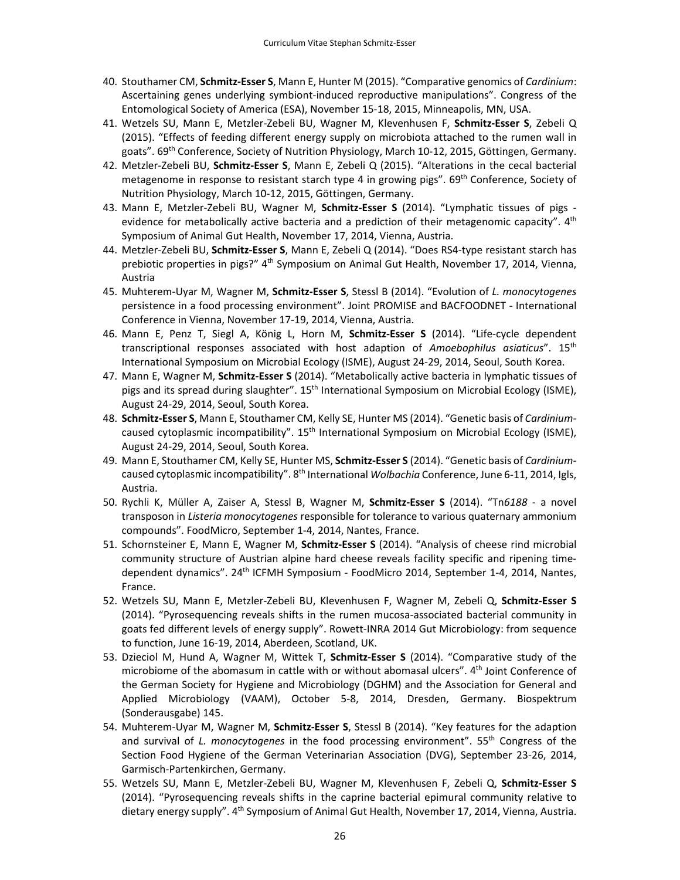40. Stouthamer CM, **Schmitz-Esser S**, Mann E, Hunter M (2015). "Comparative genomics of *Cardinium*: Ascertaining genes underlying symbiont-induced reproductive manipulations". Congress of the Entomological Society of America (ESA), November 15-18, 2015, Minneapolis, MN, USA.
41. Wetzels SU, Mann E, Metzler-Zebeli BU, Wagner M, Klevenhusen F, **Schmitz-Esser S**, Zebeli Q (2015). "Effects of feeding different energy supply on microbiota attached to the rumen wall in goats". 69th Conference, Society of Nutrition Physiology, March 10-12, 2015, Göttingen, Germany.
42. Metzler-Zebeli BU, **Schmitz-Esser S**, Mann E, Zebeli Q (2015). "Alterations in the cecal bacterial metagenome in response to resistant starch type 4 in growing pigs". 69th Conference, Society of Nutrition Physiology, March 10-12, 2015, Göttingen, Germany.
43. Mann E, Metzler-Zebeli BU, Wagner M, **Schmitz-Esser S** (2014). "Lymphatic tissues of pigs - evidence for metabolically active bacteria and a prediction of their metagenomic capacity". 4th Symposium of Animal Gut Health, November 17, 2014, Vienna, Austria.
44. Metzler-Zebeli BU, **Schmitz-Esser S**, Mann E, Zebeli Q (2014). "Does RS4-type resistant starch has prebiotic properties in pigs?" 4th Symposium on Animal Gut Health, November 17, 2014, Vienna, Austria
45. Muhterem-Uyar M, Wagner M, **Schmitz-Esser S**, Stessl B (2014). "Evolution of *L. monocytogenes* persistence in a food processing environment". Joint PROMISE and BACFOODNET - International Conference in Vienna, November 17-19, 2014, Vienna, Austria.
46. Mann E, Penz T, Siegl A, König L, Horn M, **Schmitz-Esser S** (2014). "Life-cycle dependent transcriptional responses associated with host adaption of *Amoebophilus asiaticus*". 15th International Symposium on Microbial Ecology (ISME), August 24-29, 2014, Seoul, South Korea.
47. Mann E, Wagner M, **Schmitz-Esser S** (2014). "Metabolically active bacteria in lymphatic tissues of pigs and its spread during slaughter". 15th International Symposium on Microbial Ecology (ISME), August 24-29, 2014, Seoul, South Korea.
48. **Schmitz-Esser S**, Mann E, Stouthamer CM, Kelly SE, Hunter MS (2014). "Genetic basis of *Cardinium*-caused cytoplasmic incompatibility". 15th International Symposium on Microbial Ecology (ISME), August 24-29, 2014, Seoul, South Korea.
49. Mann E, Stouthamer CM, Kelly SE, Hunter MS, **Schmitz-Esser S** (2014). "Genetic basis of *Cardinium*-caused cytoplasmic incompatibility". 8th International *Wolbachia* Conference, June 6-11, 2014, Igls, Austria.
50. Rychli K, Müller A, Zaiser A, Stessl B, Wagner M, **Schmitz-Esser S** (2014). "Tn*6188* - a novel transposon in *Listeria monocytogenes* responsible for tolerance to various quaternary ammonium compounds". FoodMicro, September 1-4, 2014, Nantes, France.
51. Schornsteiner E, Mann E, Wagner M, **Schmitz-Esser S** (2014). "Analysis of cheese rind microbial community structure of Austrian alpine hard cheese reveals facility specific and ripening time-dependent dynamics". 24th ICFMH Symposium - FoodMicro 2014, September 1-4, 2014, Nantes, France.
52. Wetzels SU, Mann E, Metzler-Zebeli BU, Klevenhusen F, Wagner M, Zebeli Q, **Schmitz-Esser S** (2014). "Pyrosequencing reveals shifts in the rumen mucosa-associated bacterial community in goats fed different levels of energy supply". Rowett-INRA 2014 Gut Microbiology: from sequence to function, June 16-19, 2014, Aberdeen, Scotland, UK.
53. Dzieciol M, Hund A, Wagner M, Wittek T, **Schmitz-Esser S** (2014). "Comparative study of the microbiome of the abomasum in cattle with or without abomasal ulcers". 4th Joint Conference of the German Society for Hygiene and Microbiology (DGHM) and the Association for General and Applied Microbiology (VAAM), October 5-8, 2014, Dresden, Germany. Biospektrum (Sonderausgabe) 145.
54. Muhterem-Uyar M, Wagner M, **Schmitz-Esser S**, Stessl B (2014). "Key features for the adaption and survival of *L. monocytogenes* in the food processing environment". 55th Congress of the Section Food Hygiene of the German Veterinarian Association (DVG), September 23-26, 2014, Garmisch-Partenkirchen, Germany.
55. Wetzels SU, Mann E, Metzler-Zebeli BU, Wagner M, Klevenhusen F, Zebeli Q, **Schmitz-Esser S** (2014). "Pyrosequencing reveals shifts in the caprine bacterial epimural community relative to dietary energy supply". 4th Symposium of Animal Gut Health, November 17, 2014, Vienna, Austria.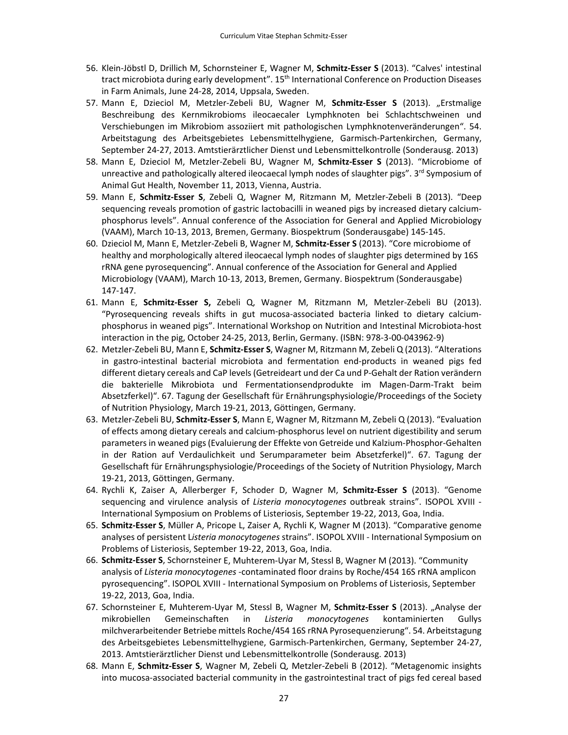56. Klein-Jöbstl D, Drillich M, Schornsteiner E, Wagner M, **Schmitz-Esser S** (2013). "Calves' intestinal tract microbiota during early development". 15th International Conference on Production Diseases in Farm Animals, June 24-28, 2014, Uppsala, Sweden.
57. Mann E, Dzieciol M, Metzler-Zebeli BU, Wagner M, **Schmitz-Esser S** (2013). „Erstmalige Beschreibung des Kernmikrobioms ileocaecaler Lymphknoten bei Schlachtschweinen und Verschiebungen im Mikrobiom assoziiert mit pathologischen Lymphknotenveränderungen". 54. Arbeitstagung des Arbeitsgebietes Lebensmittelhygiene, Garmisch-Partenkirchen, Germany, September 24-27, 2013. Amtstierärztlicher Dienst und Lebensmittelkontrolle (Sonderausg. 2013)
58. Mann E, Dzieciol M, Metzler-Zebeli BU, Wagner M, **Schmitz-Esser S** (2013). "Microbiome of unreactive and pathologically altered ileocaecal lymph nodes of slaughter pigs". 3rd Symposium of Animal Gut Health, November 11, 2013, Vienna, Austria.
59. Mann E, **Schmitz-Esser S**, Zebeli Q, Wagner M, Ritzmann M, Metzler-Zebeli B (2013). "Deep sequencing reveals promotion of gastric lactobacilli in weaned pigs by increased dietary calcium-phosphorus levels". Annual conference of the Association for General and Applied Microbiology (VAAM), March 10-13, 2013, Bremen, Germany. Biospektrum (Sonderausgabe) 145-145.
60. Dzieciol M, Mann E, Metzler-Zebeli B, Wagner M, **Schmitz-Esser S** (2013). "Core microbiome of healthy and morphologically altered ileocaecal lymph nodes of slaughter pigs determined by 16S rRNA gene pyrosequencing". Annual conference of the Association for General and Applied Microbiology (VAAM), March 10-13, 2013, Bremen, Germany. Biospektrum (Sonderausgabe) 147-147.
61. Mann E, **Schmitz-Esser S,** Zebeli Q, Wagner M, Ritzmann M, Metzler-Zebeli BU (2013). "Pyrosequencing reveals shifts in gut mucosa-associated bacteria linked to dietary calcium-phosphorus in weaned pigs". International Workshop on Nutrition and Intestinal Microbiota-host interaction in the pig, October 24-25, 2013, Berlin, Germany. (ISBN: 978-3-00-043962-9)
62. Metzler-Zebeli BU, Mann E, **Schmitz-Esser S**, Wagner M, Ritzmann M, Zebeli Q (2013). "Alterations in gastro-intestinal bacterial microbiota and fermentation end-products in weaned pigs fed different dietary cereals and CaP levels (Getreideart und der Ca und P-Gehalt der Ration verändern die bakterielle Mikrobiota und Fermentationsendprodukte im Magen-Darm-Trakt beim Absetzferkel)". 67. Tagung der Gesellschaft für Ernährungsphysiologie/Proceedings of the Society of Nutrition Physiology, March 19-21, 2013, Göttingen, Germany.
63. Metzler-Zebeli BU, **Schmitz-Esser S**, Mann E, Wagner M, Ritzmann M, Zebeli Q (2013). "Evaluation of effects among dietary cereals and calcium-phosphorus level on nutrient digestibility and serum parameters in weaned pigs (Evaluierung der Effekte von Getreide und Kalzium-Phosphor-Gehalten in der Ration auf Verdaulichkeit und Serumparameter beim Absetzferkel)". 67. Tagung der Gesellschaft für Ernährungsphysiologie/Proceedings of the Society of Nutrition Physiology, March 19-21, 2013, Göttingen, Germany.
64. Rychli K, Zaiser A, Allerberger F, Schoder D, Wagner M, **Schmitz-Esser S** (2013). "Genome sequencing and virulence analysis of *Listeria monocytogenes* outbreak strains". ISOPOL XVIII - International Symposium on Problems of Listeriosis, September 19-22, 2013, Goa, India.
65. **Schmitz-Esser S**, Müller A, Pricope L, Zaiser A, Rychli K, Wagner M (2013). "Comparative genome analyses of persistent L*isteria monocytogenes* strains". ISOPOL XVIII - International Symposium on Problems of Listeriosis, September 19-22, 2013, Goa, India.
66. **Schmitz-Esser S**, Schornsteiner E, Muhterem-Uyar M, Stessl B, Wagner M (2013). "Community analysis of *Listeria monocytogenes* -contaminated floor drains by Roche/454 16S rRNA amplicon pyrosequencing". ISOPOL XVIII - International Symposium on Problems of Listeriosis, September 19-22, 2013, Goa, India.
67. Schornsteiner E, Muhterem-Uyar M, Stessl B, Wagner M, **Schmitz-Esser S** (2013). „Analyse der mikrobiellen Gemeinschaften in *Listeria monocytogenes* kontaminierten Gullys milchverarbeitender Betriebe mittels Roche/454 16S rRNA Pyrosequenzierung". 54. Arbeitstagung des Arbeitsgebietes Lebensmittelhygiene, Garmisch-Partenkirchen, Germany, September 24-27, 2013. Amtstierärztlicher Dienst und Lebensmittelkontrolle (Sonderausg. 2013)
68. Mann E, **Schmitz-Esser S**, Wagner M, Zebeli Q, Metzler-Zebeli B (2012). "Metagenomic insights into mucosa-associated bacterial community in the gastrointestinal tract of pigs fed cereal based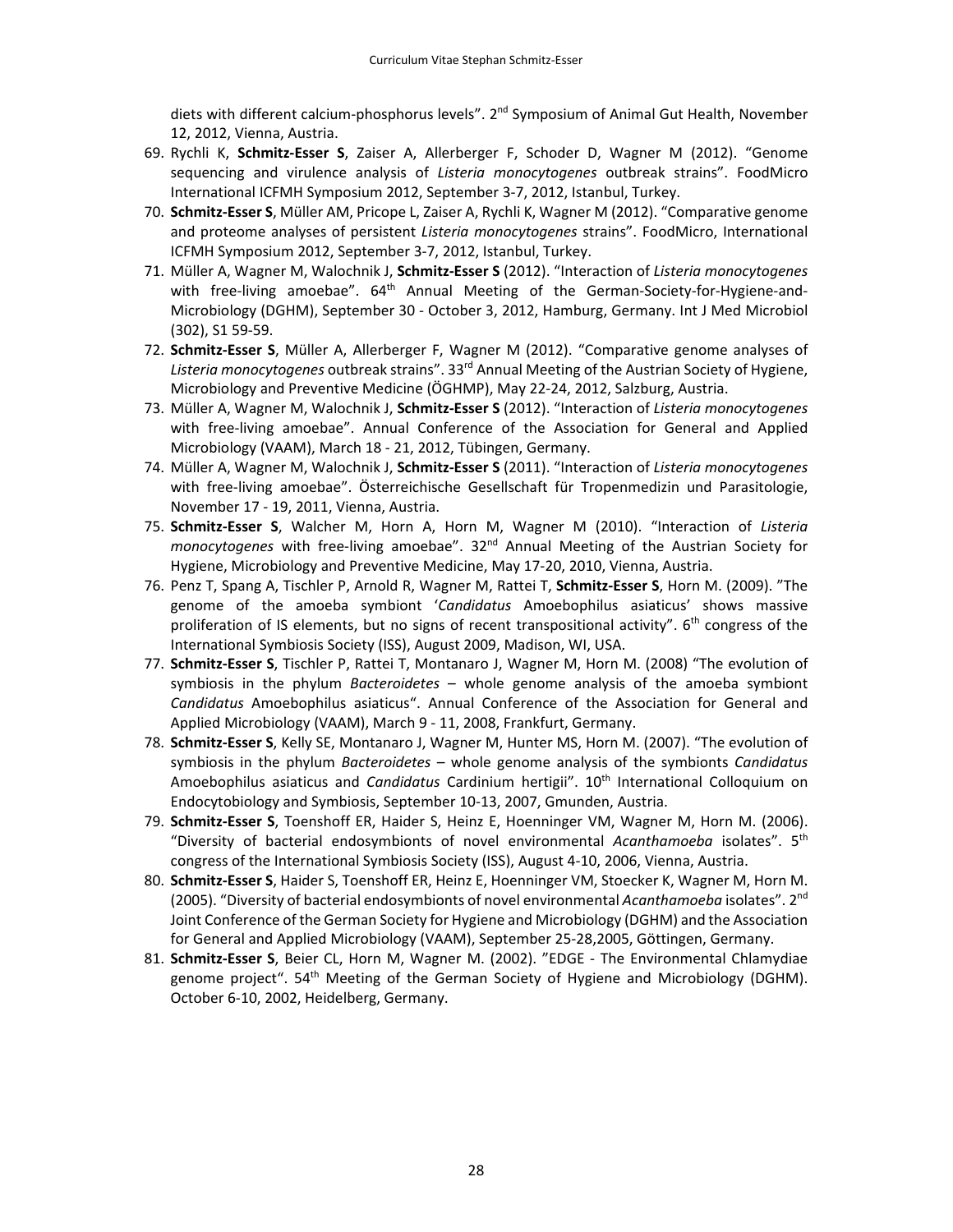diets with different calcium-phosphorus levels". 2nd Symposium of Animal Gut Health, November 12, 2012, Vienna, Austria.

69. Rychli K, **Schmitz-Esser S**, Zaiser A, Allerberger F, Schoder D, Wagner M (2012). "Genome sequencing and virulence analysis of *Listeria monocytogenes* outbreak strains". FoodMicro International ICFMH Symposium 2012, September 3-7, 2012, Istanbul, Turkey.
70. **Schmitz-Esser S**, Müller AM, Pricope L, Zaiser A, Rychli K, Wagner M (2012). "Comparative genome and proteome analyses of persistent *Listeria monocytogenes* strains". FoodMicro, International ICFMH Symposium 2012, September 3-7, 2012, Istanbul, Turkey.
71. Müller A, Wagner M, Walochnik J, **Schmitz-Esser S** (2012). "Interaction of *Listeria monocytogenes* with free-living amoebae". 64th Annual Meeting of the German-Society-for-Hygiene-and-Microbiology (DGHM), September 30 - October 3, 2012, Hamburg, Germany. Int J Med Microbiol (302), S1 59-59.
72. **Schmitz-Esser S**, Müller A, Allerberger F, Wagner M (2012). "Comparative genome analyses of *Listeria monocytogenes* outbreak strains". 33rd Annual Meeting of the Austrian Society of Hygiene, Microbiology and Preventive Medicine (ÖGHMP), May 22-24, 2012, Salzburg, Austria.
73. Müller A, Wagner M, Walochnik J, **Schmitz-Esser S** (2012). "Interaction of *Listeria monocytogenes* with free-living amoebae". Annual Conference of the Association for General and Applied Microbiology (VAAM), March 18 - 21, 2012, Tübingen, Germany.
74. Müller A, Wagner M, Walochnik J, **Schmitz-Esser S** (2011). "Interaction of *Listeria monocytogenes* with free-living amoebae". Österreichische Gesellschaft für Tropenmedizin und Parasitologie, November 17 - 19, 2011, Vienna, Austria.
75. **Schmitz-Esser S**, Walcher M, Horn A, Horn M, Wagner M (2010). "Interaction of *Listeria monocytogenes* with free-living amoebae". 32nd Annual Meeting of the Austrian Society for Hygiene, Microbiology and Preventive Medicine, May 17-20, 2010, Vienna, Austria.
76. Penz T, Spang A, Tischler P, Arnold R, Wagner M, Rattei T, **Schmitz-Esser S**, Horn M. (2009). "The genome of the amoeba symbiont '*Candidatus* Amoebophilus asiaticus' shows massive proliferation of IS elements, but no signs of recent transpositional activity". 6th congress of the International Symbiosis Society (ISS), August 2009, Madison, WI, USA.
77. **Schmitz-Esser S**, Tischler P, Rattei T, Montanaro J, Wagner M, Horn M. (2008) "The evolution of symbiosis in the phylum *Bacteroidetes* – whole genome analysis of the amoeba symbiont *Candidatus* Amoebophilus asiaticus". Annual Conference of the Association for General and Applied Microbiology (VAAM), March 9 - 11, 2008, Frankfurt, Germany.
78. **Schmitz-Esser S**, Kelly SE, Montanaro J, Wagner M, Hunter MS, Horn M. (2007). "The evolution of symbiosis in the phylum *Bacteroidetes* – whole genome analysis of the symbionts *Candidatus* Amoebophilus asiaticus and *Candidatus* Cardinium hertigii". 10th International Colloquium on Endocytobiology and Symbiosis, September 10-13, 2007, Gmunden, Austria.
79. **Schmitz-Esser S**, Toenshoff ER, Haider S, Heinz E, Hoenninger VM, Wagner M, Horn M. (2006). "Diversity of bacterial endosymbionts of novel environmental *Acanthamoeba* isolates". 5th congress of the International Symbiosis Society (ISS), August 4-10, 2006, Vienna, Austria.
80. **Schmitz-Esser S**, Haider S, Toenshoff ER, Heinz E, Hoenninger VM, Stoecker K, Wagner M, Horn M. (2005). "Diversity of bacterial endosymbionts of novel environmental *Acanthamoeba* isolates". 2nd Joint Conference of the German Society for Hygiene and Microbiology (DGHM) and the Association for General and Applied Microbiology (VAAM), September 25-28,2005, Göttingen, Germany.
81. **Schmitz-Esser S**, Beier CL, Horn M, Wagner M. (2002). "EDGE - The Environmental Chlamydiae genome project". 54th Meeting of the German Society of Hygiene and Microbiology (DGHM). October 6-10, 2002, Heidelberg, Germany.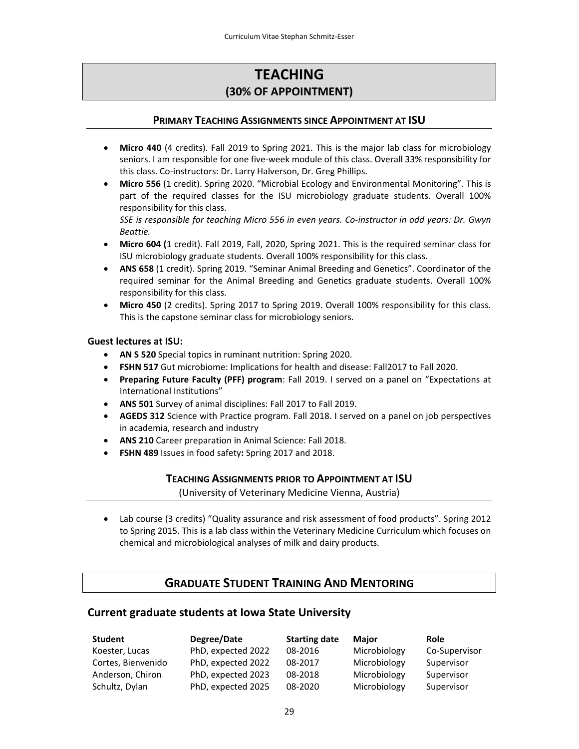# TEACHING
## (30% OF APPOINTMENT)

### PRIMARY TEACHING ASSIGNMENTS SINCE APPOINTMENT AT ISU

- **Micro 440** (4 credits). Fall 2019 to Spring 2021. This is the major lab class for microbiology seniors. I am responsible for one five-week module of this class. Overall 33% responsibility for this class. Co-instructors: Dr. Larry Halverson, Dr. Greg Phillips.
- **Micro 556** (1 credit). Spring 2020. "Microbial Ecology and Environmental Monitoring". This is part of the required classes for the ISU microbiology graduate students. Overall 100% responsibility for this class.
  *SSE is responsible for teaching Micro 556 in even years. Co-instructor in odd years: Dr. Gwyn Beattie.*
- **Micro 604 (**1 credit). Fall 2019, Fall, 2020, Spring 2021. This is the required seminar class for ISU microbiology graduate students. Overall 100% responsibility for this class.
- **ANS 658** (1 credit). Spring 2019. "Seminar Animal Breeding and Genetics". Coordinator of the required seminar for the Animal Breeding and Genetics graduate students. Overall 100% responsibility for this class.
- **Micro 450** (2 credits). Spring 2017 to Spring 2019. Overall 100% responsibility for this class. This is the capstone seminar class for microbiology seniors.

**Guest lectures at ISU:**

- **AN S 520** Special topics in ruminant nutrition: Spring 2020.
- **FSHN 517** Gut microbiome: Implications for health and disease: Fall2017 to Fall 2020.
- **Preparing Future Faculty (PFF) program**: Fall 2019. I served on a panel on "Expectations at International Institutions"
- **ANS 501** Survey of animal disciplines: Fall 2017 to Fall 2019.
- **AGEDS 312** Science with Practice program. Fall 2018. I served on a panel on job perspectives in academia, research and industry
- **ANS 210** Career preparation in Animal Science: Fall 2018.
- **FSHN 489** Issues in food safety**:** Spring 2017 and 2018.

### TEACHING ASSIGNMENTS PRIOR TO APPOINTMENT AT ISU

(University of Veterinary Medicine Vienna, Austria)

- Lab course (3 credits) "Quality assurance and risk assessment of food products". Spring 2012 to Spring 2015. This is a lab class within the Veterinary Medicine Curriculum which focuses on chemical and microbiological analyses of milk and dairy products.

# GRADUATE STUDENT TRAINING AND MENTORING

## Current graduate students at Iowa State University

| Student | Degree/Date | Starting date | Major | Role |
|---|---|---|---|---|
| Koester, Lucas | PhD, expected 2022 | 08-2016 | Microbiology | Co-Supervisor |
| Cortes, Bienvenido | PhD, expected 2022 | 08-2017 | Microbiology | Supervisor |
| Anderson, Chiron | PhD, expected 2023 | 08-2018 | Microbiology | Supervisor |
| Schultz, Dylan | PhD, expected 2025 | 08-2020 | Microbiology | Supervisor |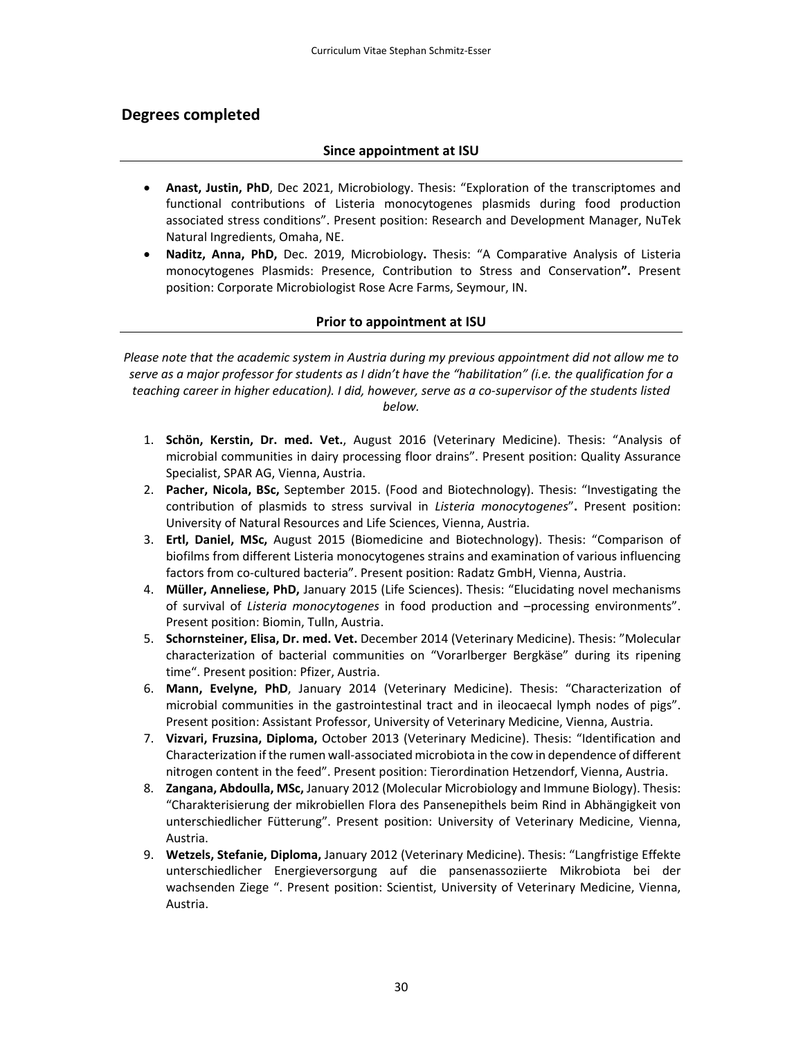## Degrees completed

### Since appointment at ISU

- **Anast, Justin, PhD**, Dec 2021, Microbiology. Thesis: "Exploration of the transcriptomes and functional contributions of Listeria monocytogenes plasmids during food production associated stress conditions". Present position: Research and Development Manager, NuTek Natural Ingredients, Omaha, NE.
- **Naditz, Anna, PhD,** Dec. 2019, Microbiology**.** Thesis: "A Comparative Analysis of Listeria monocytogenes Plasmids: Presence, Contribution to Stress and Conservation**".** Present position: Corporate Microbiologist Rose Acre Farms, Seymour, IN.

### Prior to appointment at ISU

*Please note that the academic system in Austria during my previous appointment did not allow me to serve as a major professor for students as I didn't have the "habilitation" (i.e. the qualification for a teaching career in higher education). I did, however, serve as a co-supervisor of the students listed below.*

1. **Schön, Kerstin, Dr. med. Vet.**, August 2016 (Veterinary Medicine). Thesis: "Analysis of microbial communities in dairy processing floor drains". Present position: Quality Assurance Specialist, SPAR AG, Vienna, Austria.
2. **Pacher, Nicola, BSc,** September 2015. (Food and Biotechnology). Thesis: "Investigating the contribution of plasmids to stress survival in *Listeria monocytogenes*"**.** Present position: University of Natural Resources and Life Sciences, Vienna, Austria.
3. **Ertl, Daniel, MSc,** August 2015 (Biomedicine and Biotechnology). Thesis: "Comparison of biofilms from different Listeria monocytogenes strains and examination of various influencing factors from co-cultured bacteria". Present position: Radatz GmbH, Vienna, Austria.
4. **Müller, Anneliese, PhD,** January 2015 (Life Sciences). Thesis: "Elucidating novel mechanisms of survival of *Listeria monocytogenes* in food production and –processing environments". Present position: Biomin, Tulln, Austria.
5. **Schornsteiner, Elisa, Dr. med. Vet.** December 2014 (Veterinary Medicine). Thesis: "Molecular characterization of bacterial communities on "Vorarlberger Bergkäse" during its ripening time". Present position: Pfizer, Austria.
6. **Mann, Evelyne, PhD**, January 2014 (Veterinary Medicine). Thesis: "Characterization of microbial communities in the gastrointestinal tract and in ileocaecal lymph nodes of pigs". Present position: Assistant Professor, University of Veterinary Medicine, Vienna, Austria.
7. **Vizvari, Fruzsina, Diploma,** October 2013 (Veterinary Medicine). Thesis: "Identification and Characterization if the rumen wall-associated microbiota in the cow in dependence of different nitrogen content in the feed". Present position: Tierordination Hetzendorf, Vienna, Austria.
8. **Zangana, Abdoulla, MSc,** January 2012 (Molecular Microbiology and Immune Biology). Thesis: "Charakterisierung der mikrobiellen Flora des Pansenepithels beim Rind in Abhängigkeit von unterschiedlicher Fütterung". Present position: University of Veterinary Medicine, Vienna, Austria.
9. **Wetzels, Stefanie, Diploma,** January 2012 (Veterinary Medicine). Thesis: "Langfristige Effekte unterschiedlicher Energieversorgung auf die pansenassoziierte Mikrobiota bei der wachsenden Ziege ". Present position: Scientist, University of Veterinary Medicine, Vienna, Austria.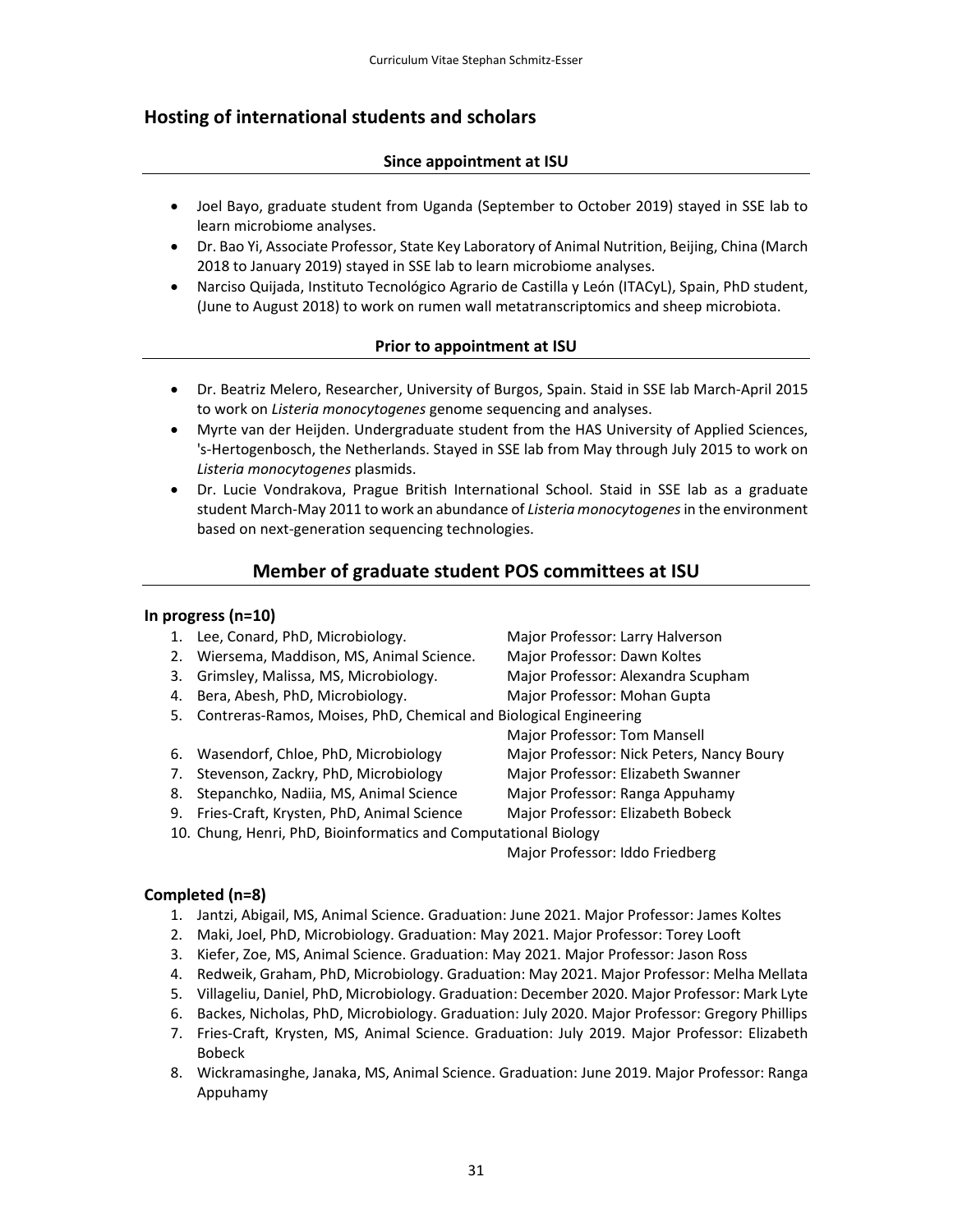## Hosting of international students and scholars

**Since appointment at ISU**

- Joel Bayo, graduate student from Uganda (September to October 2019) stayed in SSE lab to learn microbiome analyses.
- Dr. Bao Yi, Associate Professor, State Key Laboratory of Animal Nutrition, Beijing, China (March 2018 to January 2019) stayed in SSE lab to learn microbiome analyses.
- Narciso Quijada, Instituto Tecnológico Agrario de Castilla y León (ITACyL), Spain, PhD student, (June to August 2018) to work on rumen wall metatranscriptomics and sheep microbiota.

**Prior to appointment at ISU**

- Dr. Beatriz Melero, Researcher, University of Burgos, Spain. Staid in SSE lab March-April 2015 to work on *Listeria monocytogenes* genome sequencing and analyses.
- Myrte van der Heijden. Undergraduate student from the HAS University of Applied Sciences, 's-Hertogenbosch, the Netherlands. Stayed in SSE lab from May through July 2015 to work on *Listeria monocytogenes* plasmids.
- Dr. Lucie Vondrakova, Prague British International School. Staid in SSE lab as a graduate student March-May 2011 to work an abundance of *Listeria monocytogenes* in the environment based on next-generation sequencing technologies.

## Member of graduate student POS committees at ISU

### In progress (n=10)

1. Lee, Conard, PhD, Microbiology. Major Professor: Larry Halverson
2. Wiersema, Maddison, MS, Animal Science. Major Professor: Dawn Koltes
3. Grimsley, Malissa, MS, Microbiology. Major Professor: Alexandra Scupham
4. Bera, Abesh, PhD, Microbiology. Major Professor: Mohan Gupta
5. Contreras-Ramos, Moises, PhD, Chemical and Biological Engineering Major Professor: Tom Mansell
6. Wasendorf, Chloe, PhD, Microbiology Major Professor: Nick Peters, Nancy Boury
7. Stevenson, Zackry, PhD, Microbiology Major Professor: Elizabeth Swanner
8. Stepanchko, Nadiia, MS, Animal Science Major Professor: Ranga Appuhamy
9. Fries-Craft, Krysten, PhD, Animal Science Major Professor: Elizabeth Bobeck
10. Chung, Henri, PhD, Bioinformatics and Computational Biology Major Professor: Iddo Friedberg

### Completed (n=8)

1. Jantzi, Abigail, MS, Animal Science. Graduation: June 2021. Major Professor: James Koltes
2. Maki, Joel, PhD, Microbiology. Graduation: May 2021. Major Professor: Torey Looft
3. Kiefer, Zoe, MS, Animal Science. Graduation: May 2021. Major Professor: Jason Ross
4. Redweik, Graham, PhD, Microbiology. Graduation: May 2021. Major Professor: Melha Mellata
5. Villageliu, Daniel, PhD, Microbiology. Graduation: December 2020. Major Professor: Mark Lyte
6. Backes, Nicholas, PhD, Microbiology. Graduation: July 2020. Major Professor: Gregory Phillips
7. Fries-Craft, Krysten, MS, Animal Science. Graduation: July 2019. Major Professor: Elizabeth Bobeck
8. Wickramasinghe, Janaka, MS, Animal Science. Graduation: June 2019. Major Professor: Ranga Appuhamy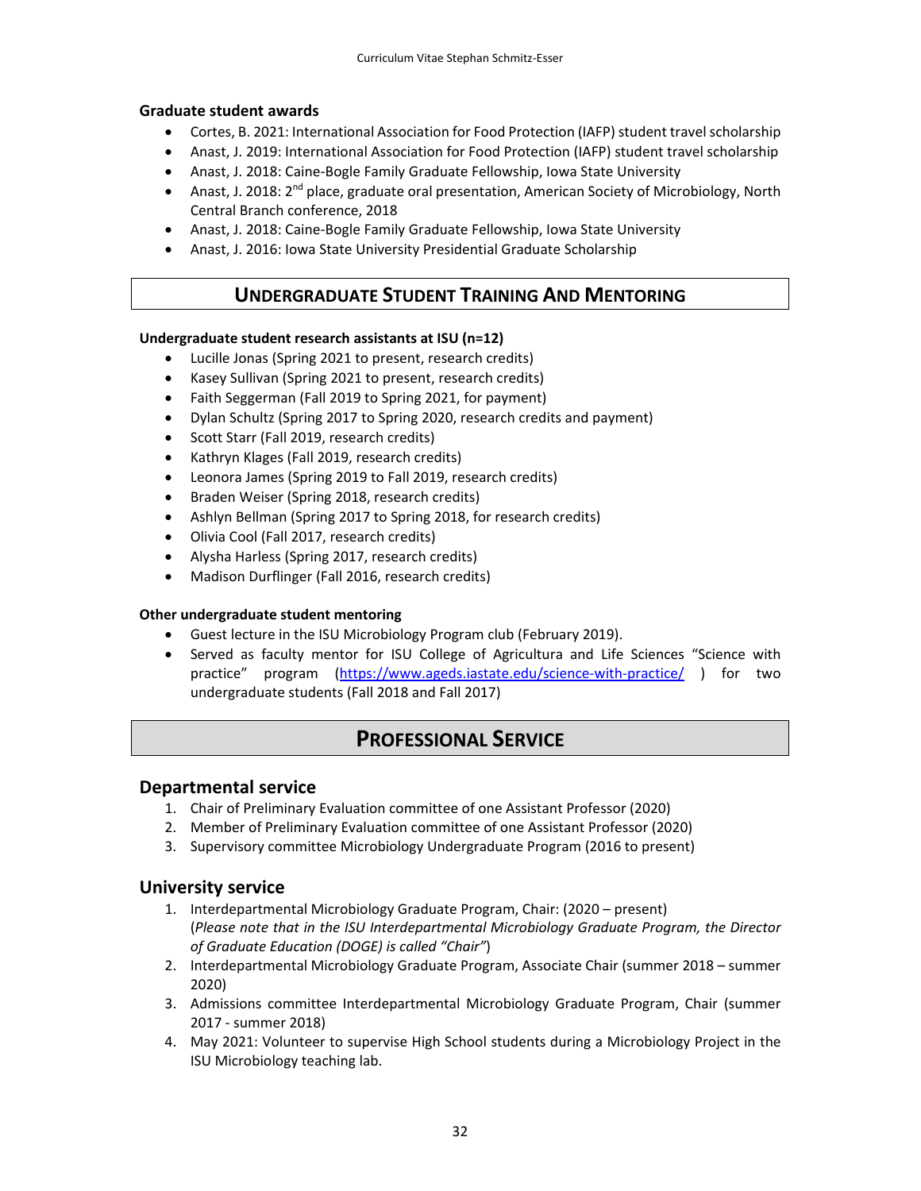**Graduate student awards**

- Cortes, B. 2021: International Association for Food Protection (IAFP) student travel scholarship
- Anast, J. 2019: International Association for Food Protection (IAFP) student travel scholarship
- Anast, J. 2018: Caine-Bogle Family Graduate Fellowship, Iowa State University
- Anast, J. 2018: 2nd place, graduate oral presentation, American Society of Microbiology, North Central Branch conference, 2018
- Anast, J. 2018: Caine-Bogle Family Graduate Fellowship, Iowa State University
- Anast, J. 2016: Iowa State University Presidential Graduate Scholarship

## UNDERGRADUATE STUDENT TRAINING AND MENTORING

**Undergraduate student research assistants at ISU (n=12)**

- Lucille Jonas (Spring 2021 to present, research credits)
- Kasey Sullivan (Spring 2021 to present, research credits)
- Faith Seggerman (Fall 2019 to Spring 2021, for payment)
- Dylan Schultz (Spring 2017 to Spring 2020, research credits and payment)
- Scott Starr (Fall 2019, research credits)
- Kathryn Klages (Fall 2019, research credits)
- Leonora James (Spring 2019 to Fall 2019, research credits)
- Braden Weiser (Spring 2018, research credits)
- Ashlyn Bellman (Spring 2017 to Spring 2018, for research credits)
- Olivia Cool (Fall 2017, research credits)
- Alysha Harless (Spring 2017, research credits)
- Madison Durflinger (Fall 2016, research credits)

**Other undergraduate student mentoring**

- Guest lecture in the ISU Microbiology Program club (February 2019).
- Served as faculty mentor for ISU College of Agricultura and Life Sciences "Science with practice" program (https://www.ageds.iastate.edu/science-with-practice/ ) for two undergraduate students (Fall 2018 and Fall 2017)

## PROFESSIONAL SERVICE

### Departmental service

1. Chair of Preliminary Evaluation committee of one Assistant Professor (2020)
2. Member of Preliminary Evaluation committee of one Assistant Professor (2020)
3. Supervisory committee Microbiology Undergraduate Program (2016 to present)

### University service

1. Interdepartmental Microbiology Graduate Program, Chair: (2020 – present) (*Please note that in the ISU Interdepartmental Microbiology Graduate Program, the Director of Graduate Education (DOGE) is called "Chair"*)
2. Interdepartmental Microbiology Graduate Program, Associate Chair (summer 2018 – summer 2020)
3. Admissions committee Interdepartmental Microbiology Graduate Program, Chair (summer 2017 - summer 2018)
4. May 2021: Volunteer to supervise High School students during a Microbiology Project in the ISU Microbiology teaching lab.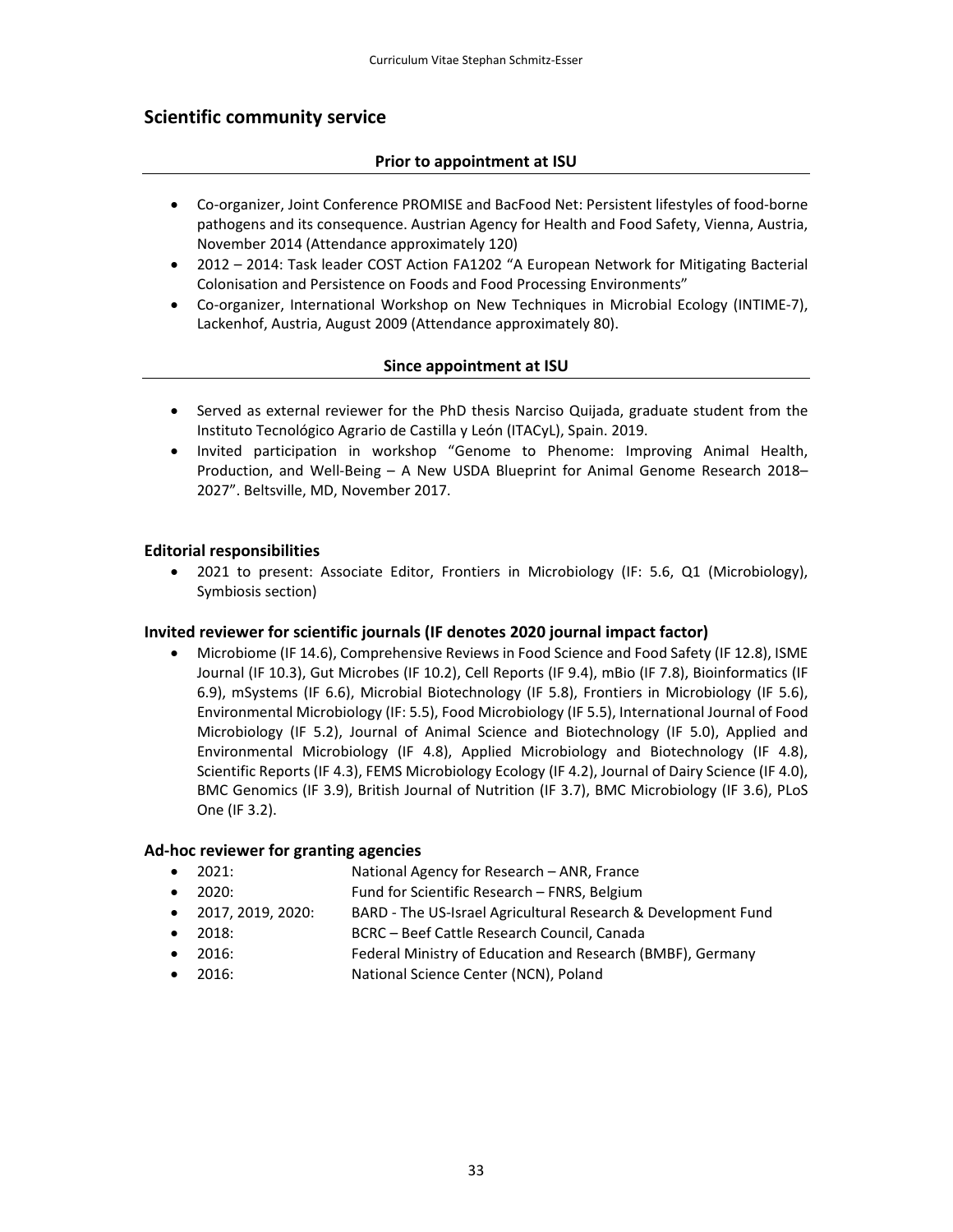## Scientific community service

### Prior to appointment at ISU

- Co-organizer, Joint Conference PROMISE and BacFood Net: Persistent lifestyles of food-borne pathogens and its consequence. Austrian Agency for Health and Food Safety, Vienna, Austria, November 2014 (Attendance approximately 120)
- 2012 – 2014: Task leader COST Action FA1202 "A European Network for Mitigating Bacterial Colonisation and Persistence on Foods and Food Processing Environments"
- Co-organizer, International Workshop on New Techniques in Microbial Ecology (INTIME-7), Lackenhof, Austria, August 2009 (Attendance approximately 80).

### Since appointment at ISU

- Served as external reviewer for the PhD thesis Narciso Quijada, graduate student from the Instituto Tecnológico Agrario de Castilla y León (ITACyL), Spain. 2019.
- Invited participation in workshop "Genome to Phenome: Improving Animal Health, Production, and Well-Being – A New USDA Blueprint for Animal Genome Research 2018–2027". Beltsville, MD, November 2017.

### Editorial responsibilities

- 2021 to present: Associate Editor, Frontiers in Microbiology (IF: 5.6, Q1 (Microbiology), Symbiosis section)

### Invited reviewer for scientific journals (IF denotes 2020 journal impact factor)

- Microbiome (IF 14.6), Comprehensive Reviews in Food Science and Food Safety (IF 12.8), ISME Journal (IF 10.3), Gut Microbes (IF 10.2), Cell Reports (IF 9.4), mBio (IF 7.8), Bioinformatics (IF 6.9), mSystems (IF 6.6), Microbial Biotechnology (IF 5.8), Frontiers in Microbiology (IF 5.6), Environmental Microbiology (IF: 5.5), Food Microbiology (IF 5.5), International Journal of Food Microbiology (IF 5.2), Journal of Animal Science and Biotechnology (IF 5.0), Applied and Environmental Microbiology (IF 4.8), Applied Microbiology and Biotechnology (IF 4.8), Scientific Reports (IF 4.3), FEMS Microbiology Ecology (IF 4.2), Journal of Dairy Science (IF 4.0), BMC Genomics (IF 3.9), British Journal of Nutrition (IF 3.7), BMC Microbiology (IF 3.6), PLoS One (IF 3.2).

### Ad-hoc reviewer for granting agencies

- 2021: National Agency for Research – ANR, France
- 2020: Fund for Scientific Research – FNRS, Belgium
- 2017, 2019, 2020: BARD - The US-Israel Agricultural Research & Development Fund
- 2018: BCRC – Beef Cattle Research Council, Canada
- 2016: Federal Ministry of Education and Research (BMBF), Germany
- 2016: National Science Center (NCN), Poland